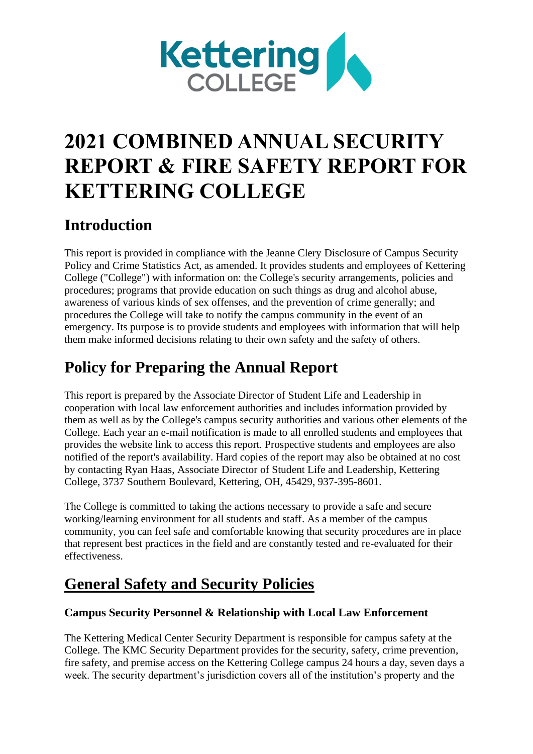# 2021 COMBINED ANNUAL SECURITY REPORT & FIRE SAFETY REPORT FOR KETTERING COLLEGE

## Introduction

This report is provided in compliance with the Jeanne Clery Disclosure of Campus Security Policy and Crime Statistics Act, as amended. It provides students and employees of Kettering College ("College") with information on: the College's security arrangements, policies and procedures; programs that provide education on such things as drug and alcohol abuse, awareness of various kinds of sex offenses, and the prevention of crime generally; and procedures the College will take to notify the campus community in the event of an emergency. Its purpose is to provide students and employees with information that will help them make informed decisions relating to their own safety and the safety of others.

## Policy for Preparing the Annual Report

This report is prepared by the Associate Director of Student Life and Leadership in cooperation with local law enforcement authorities and includes information provided by them as well as by the College's campus security authorities and various other elements of the College. Each year an e-mail notification is made to all enrolled students and employees that provides the website link to access this report. Prospective students and employees are also notified of the report's availability. Hard copies of the report may also be obtained at no cost by contacting Ryan Haas, Associate Director of Student Life and Leadership, Kettering College, 3737 Southern Boulevard, Kettering, OH, 45429, 937-395-8601.

The College is committed to taking the actions necessary to provide a safe and secure working/learning environment for all students and staff. As a member of the campus community, you can feel safe and comfortable knowing that security procedures are in place that represent best practices in the field and are constantly tested and re-evaluated for their effectiveness.

## General Safety and Security Policies

### Campus Security Personnel & Relationship with Local Law Enforcement

The Kettering Medical Center Security Department is responsible for campus safety at the College. The KMC Security Department provides for the security, safety, crime prevention, fire safety, and premise access on the Kettering College campus 24 hours a day, seven days a week. The security department's jurisdiction covers all of the institution's property and the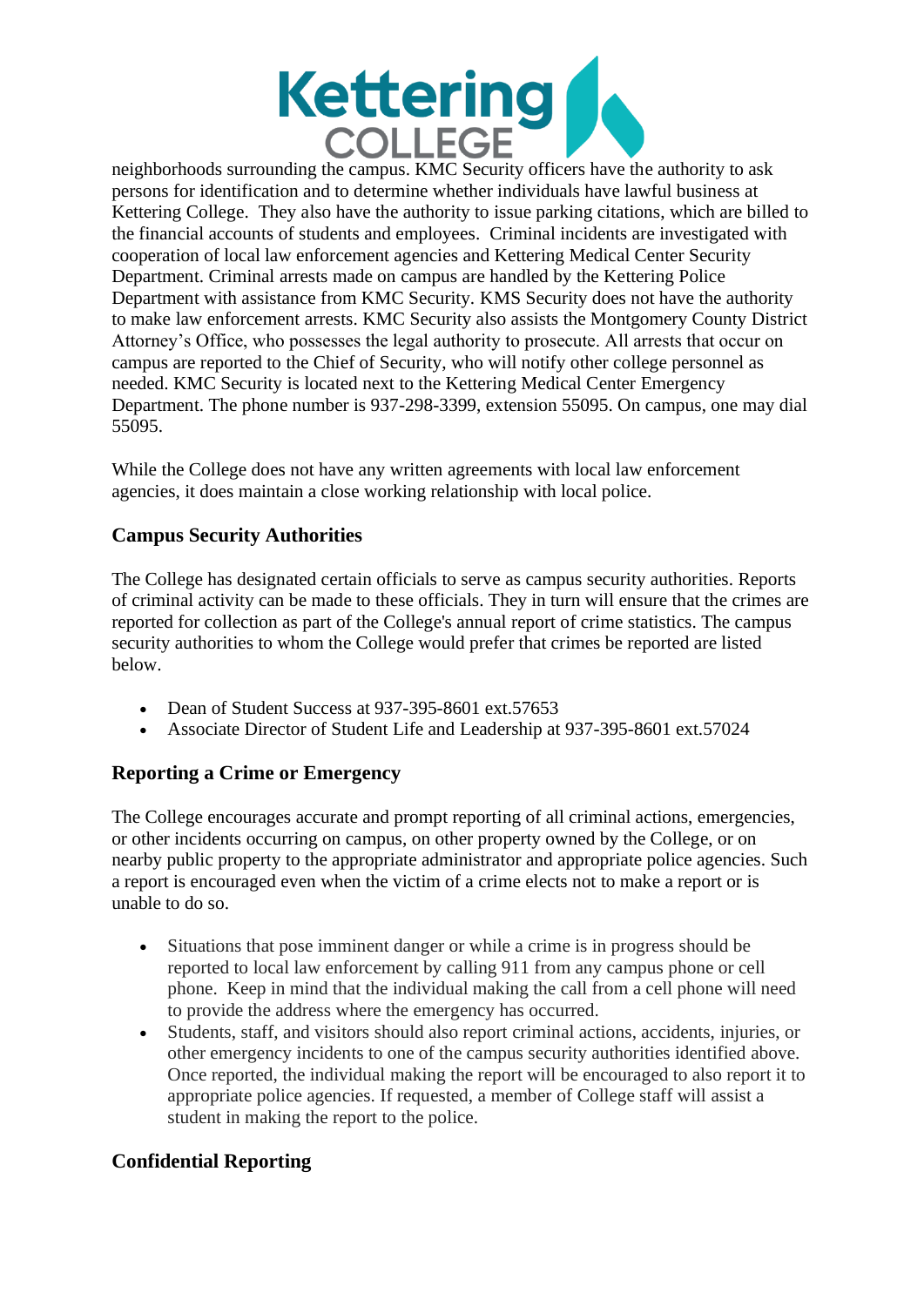neighborhoods surrounding the campus. KMC Security officers have the authority to ask persons for identification and to determine whether individuals have lawful business at Kettering College. They also have the authority to issue parking citations, which are billed to the financial accounts of students and employees. Criminal incidents are investigated with cooperation of local law enforcement agencies and Kettering Medical Center Security Department. Criminal arrests made on campus are handled by the Kettering Police Department with assistance from KMC Security. KMS Security does not have the authority to make law enforcement arrests. KMC Security also assists the Montgomery County District Attorney's Office, who possesses the legal authority to prosecute. All arrests that occur on campus are reported to the Chief of Security, who will notify other college personnel as needed. KMC Security is located next to the Kettering Medical Center Emergency Department. The phone number is 937-298-3399, extension 55095. On campus, one may dial 55095.

While the College does not have any written agreements with local law enforcement agencies, it does maintain a close working relationship with local police.

## Campus Security Authorities

The College has designated certain officials to serve as campus security authorities. Reports of criminal activity can be made to these officials. They in turn will ensure that the crimes are reported for collection as part of the College's annual report of crime statistics. The campus security authorities to whom the College would prefer that crimes be reported are listed below.

- Dean of Student Success at 937-395-8601 ext.57653
- Associate Director of Student Life and Leadership at 937-395-8601 ext.57024

## Reporting a Crime or Emergency

The College encourages accurate and prompt reporting of all criminal actions, emergencies, or other incidents occurring on campus, on other property owned by the College, or on nearby public property to the appropriate administrator and appropriate police agencies. Such a report is encouraged even when the victim of a crime elects not to make a report or is unable to do so.

- Situations that pose imminent danger or while a crime is in progress should be reported to local law enforcement by calling 911 from any campus phone or cell phone. Keep in mind that the individual making the call from a cell phone will need to provide the address where the emergency has occurred.
- Students, staff, and visitors should also report criminal actions, accidents, injuries, or other emergency incidents to one of the campus security authorities identified above. Once reported, the individual making the report will be encouraged to also report it to appropriate police agencies. If requested, a member of College staff will assist a student in making the report to the police.

## Confidential Reporting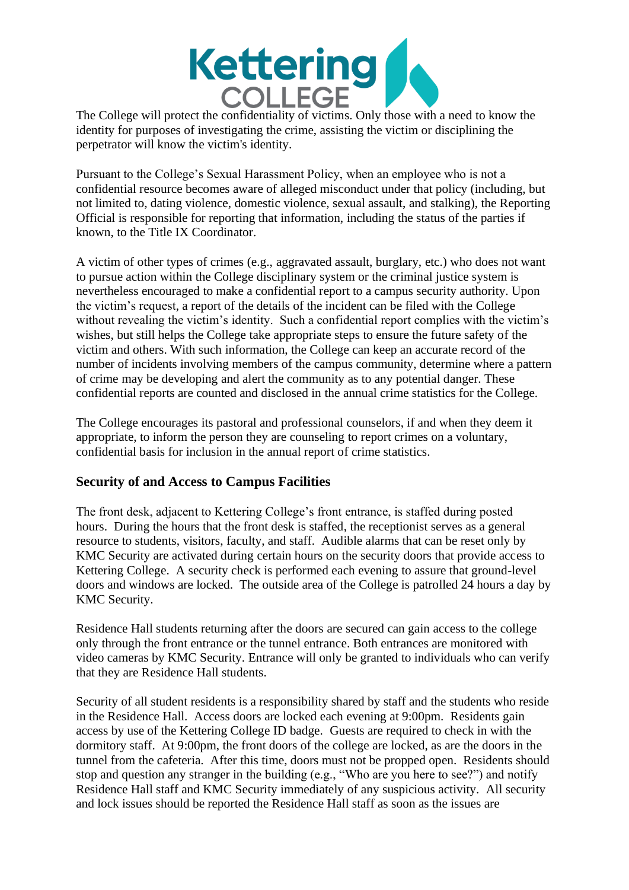The College will protect the confidentiality of victims. Only those with a need to know the identity for purposes of investigating the crime, assisting the victim or disciplining the perpetrator will know the victim's identity.

Pursuant to the College's Sexual Harassment Policy, when an employee who is not a confidential resource becomes aware of alleged misconduct under that policy (including, but not limited to, dating violence, domestic violence, sexual assault, and stalking), the Reporting Official is responsible for reporting that information, including the status of the parties if known, to the Title IX Coordinator.

A victim of other types of crimes (e.g., aggravated assault, burglary, etc.) who does not want to pursue action within the College disciplinary system or the criminal justice system is nevertheless encouraged to make a confidential report to a campus security authority. Upon the victim's request, a report of the details of the incident can be filed with the College without revealing the victim's identity. Such a confidential report complies with the victim's wishes, but still helps the College take appropriate steps to ensure the future safety of the victim and others. With such information, the College can keep an accurate record of the number of incidents involving members of the campus community, determine where a pattern of crime may be developing and alert the community as to any potential danger. These confidential reports are counted and disclosed in the annual crime statistics for the College.

The College encourages its pastoral and professional counselors, if and when they deem it appropriate, to inform the person they are counseling to report crimes on a voluntary, confidential basis for inclusion in the annual report of crime statistics.

## Security of and Access to Campus Facilities

The front desk, adjacent to Kettering College's front entrance, is staffed during posted hours. During the hours that the front desk is staffed, the receptionist serves as a general resource to students, visitors, faculty, and staff. Audible alarms that can be reset only by KMC Security are activated during certain hours on the security doors that provide access to Kettering College. A security check is performed each evening to assure that ground-level doors and windows are locked. The outside area of the College is patrolled 24 hours a day by KMC Security.

Residence Hall students returning after the doors are secured can gain access to the college only through the front entrance or the tunnel entrance. Both entrances are monitored with video cameras by KMC Security. Entrance will only be granted to individuals who can verify that they are Residence Hall students.

Security of all student residents is a responsibility shared by staff and the students who reside in the Residence Hall. Access doors are locked each evening at 9:00pm. Residents gain access by use of the Kettering College ID badge. Guests are required to check in with the dormitory staff. At 9:00pm, the front doors of the college are locked, as are the doors in the tunnel from the cafeteria. After this time, doors must not be propped open. Residents should stop and question any stranger in the building (e.g., "Who are you here to see?") and notify Residence Hall staff and KMC Security immediately of any suspicious activity. All security and lock issues should be reported the Residence Hall staff as soon as the issues are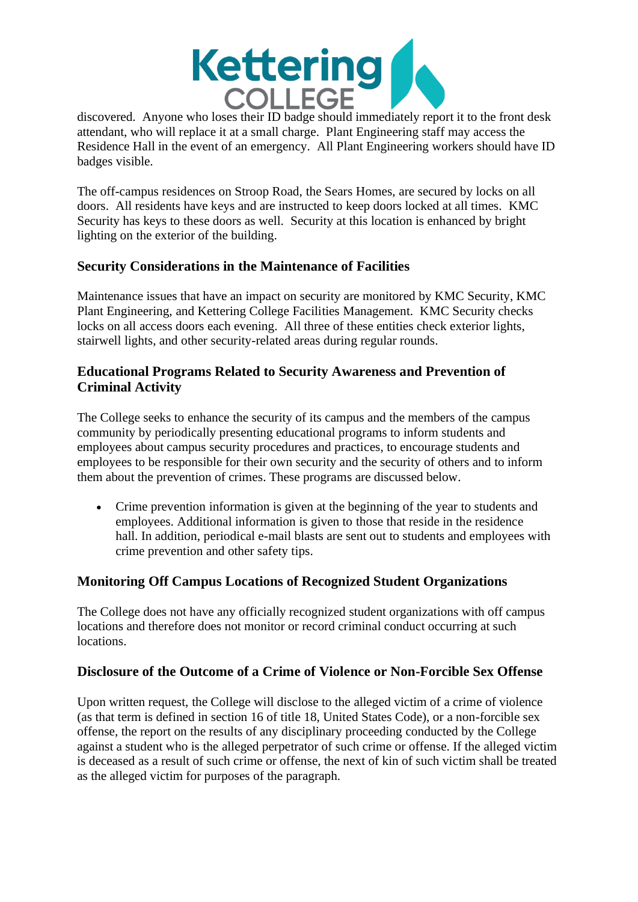discovered. Anyone who loses their ID badge should immediately report it to the front desk attendant, who will replace it at a small charge. Plant Engineering staff may access the Residence Hall in the event of an emergency. All Plant Engineering workers should have ID badges visible.

The off-campus residences on Stroop Road, the Sears Homes, are secured by locks on all doors. All residents have keys and are instructed to keep doors locked at all times. KMC Security has keys to these doors as well. Security at this location is enhanced by bright lighting on the exterior of the building.

### Security Considerations in the Maintenance of Facilities

Maintenance issues that have an impact on security are monitored by KMC Security, KMC Plant Engineering, and Kettering College Facilities Management. KMC Security checks locks on all access doors each evening. All three of these entities check exterior lights, stairwell lights, and other security-related areas during regular rounds.

### Educational Programs Related to Security Awareness and Prevention of Criminal Activity

The College seeks to enhance the security of its campus and the members of the campus community by periodically presenting educational programs to inform students and employees about campus security procedures and practices, to encourage students and employees to be responsible for their own security and the security of others and to inform them about the prevention of crimes. These programs are discussed below.

- Crime prevention information is given at the beginning of the year to students and employees. Additional information is given to those that reside in the residence hall. In addition, periodical e-mail blasts are sent out to students and employees with crime prevention and other safety tips.

### Monitoring Off Campus Locations of Recognized Student Organizations

The College does not have any officially recognized student organizations with off campus locations and therefore does not monitor or record criminal conduct occurring at such locations.

### Disclosure of the Outcome of a Crime of Violence or Non-Forcible Sex Offense

Upon written request, the College will disclose to the alleged victim of a crime of violence (as that term is defined in section 16 of title 18, United States Code), or a non-forcible sex offense, the report on the results of any disciplinary proceeding conducted by the College against a student who is the alleged perpetrator of such crime or offense. If the alleged victim is deceased as a result of such crime or offense, the next of kin of such victim shall be treated as the alleged victim for purposes of the paragraph.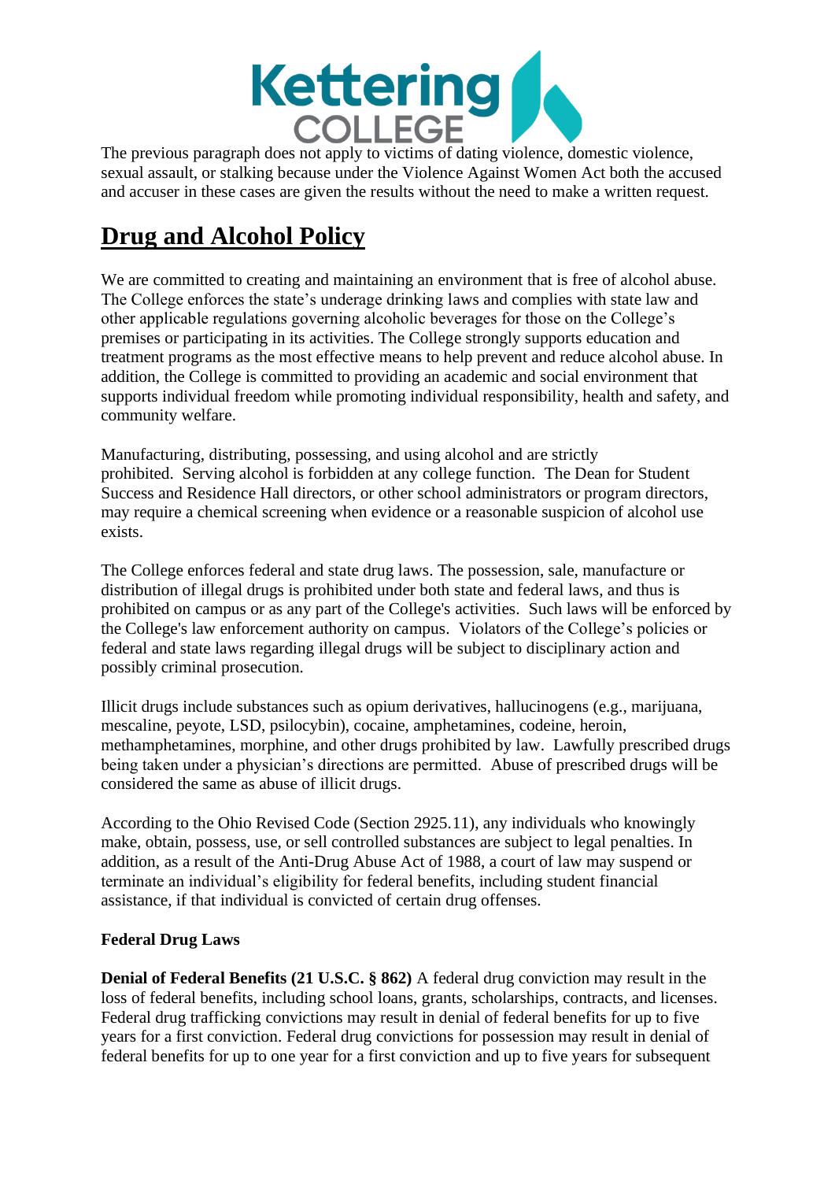The previous paragraph does not apply to victims of dating violence, domestic violence, sexual assault, or stalking because under the Violence Against Women Act both the accused and accuser in these cases are given the results without the need to make a written request.

## Drug and Alcohol Policy

We are committed to creating and maintaining an environment that is free of alcohol abuse. The College enforces the state's underage drinking laws and complies with state law and other applicable regulations governing alcoholic beverages for those on the College's premises or participating in its activities. The College strongly supports education and treatment programs as the most effective means to help prevent and reduce alcohol abuse. In addition, the College is committed to providing an academic and social environment that supports individual freedom while promoting individual responsibility, health and safety, and community welfare.

Manufacturing, distributing, possessing, and using alcohol and are strictly prohibited. Serving alcohol is forbidden at any college function. The Dean for Student Success and Residence Hall directors, or other school administrators or program directors, may require a chemical screening when evidence or a reasonable suspicion of alcohol use exists.

The College enforces federal and state drug laws. The possession, sale, manufacture or distribution of illegal drugs is prohibited under both state and federal laws, and thus is prohibited on campus or as any part of the College's activities. Such laws will be enforced by the College's law enforcement authority on campus. Violators of the College's policies or federal and state laws regarding illegal drugs will be subject to disciplinary action and possibly criminal prosecution.

Illicit drugs include substances such as opium derivatives, hallucinogens (e.g., marijuana, mescaline, peyote, LSD, psilocybin), cocaine, amphetamines, codeine, heroin, methamphetamines, morphine, and other drugs prohibited by law. Lawfully prescribed drugs being taken under a physician's directions are permitted. Abuse of prescribed drugs will be considered the same as abuse of illicit drugs.

According to the Ohio Revised Code (Section 2925.11), any individuals who knowingly make, obtain, possess, use, or sell controlled substances are subject to legal penalties. In addition, as a result of the Anti-Drug Abuse Act of 1988, a court of law may suspend or terminate an individual's eligibility for federal benefits, including student financial assistance, if that individual is convicted of certain drug offenses.

**Federal Drug Laws**

**Denial of Federal Benefits (21 U.S.C. § 862)** A federal drug conviction may result in the loss of federal benefits, including school loans, grants, scholarships, contracts, and licenses. Federal drug trafficking convictions may result in denial of federal benefits for up to five years for a first conviction. Federal drug convictions for possession may result in denial of federal benefits for up to one year for a first conviction and up to five years for subsequent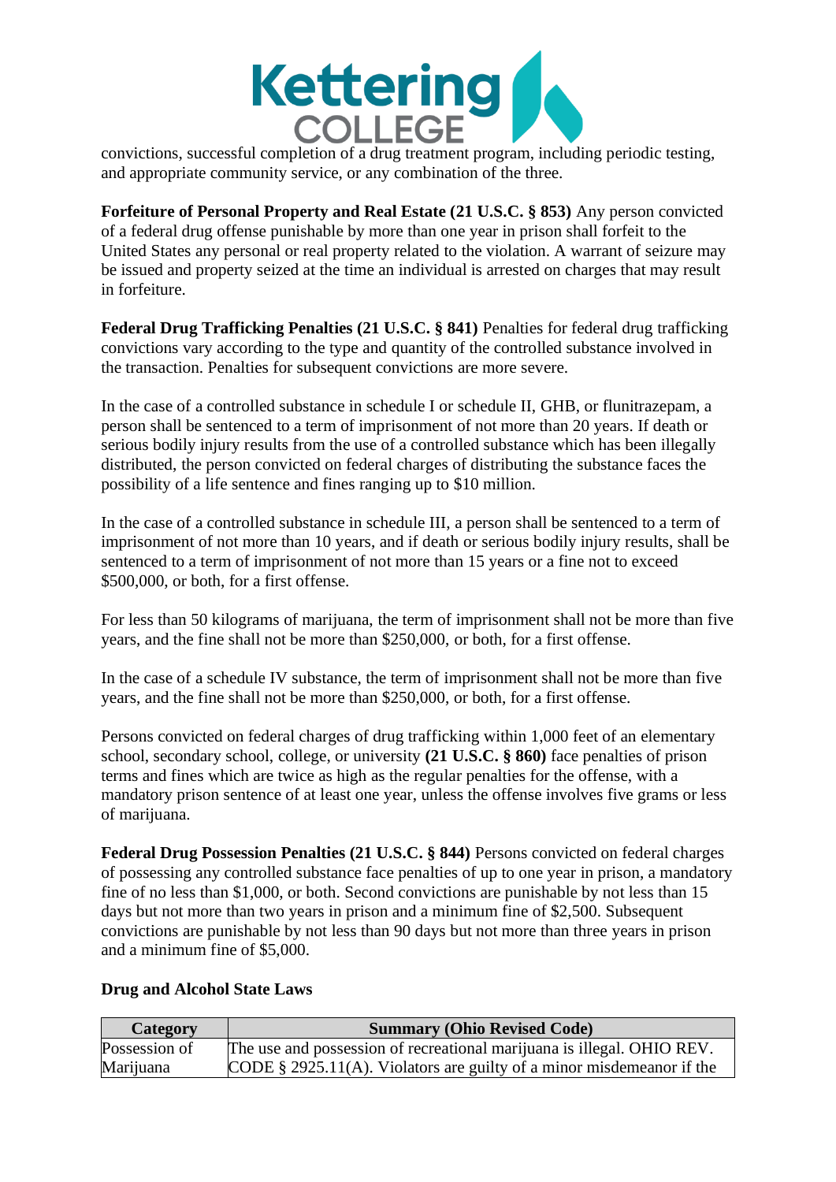convictions, successful completion of a drug treatment program, including periodic testing, and appropriate community service, or any combination of the three.

**Forfeiture of Personal Property and Real Estate (21 U.S.C. § 853)** Any person convicted of a federal drug offense punishable by more than one year in prison shall forfeit to the United States any personal or real property related to the violation. A warrant of seizure may be issued and property seized at the time an individual is arrested on charges that may result in forfeiture.

**Federal Drug Trafficking Penalties (21 U.S.C. § 841)** Penalties for federal drug trafficking convictions vary according to the type and quantity of the controlled substance involved in the transaction. Penalties for subsequent convictions are more severe.

In the case of a controlled substance in schedule I or schedule II, GHB, or flunitrazepam, a person shall be sentenced to a term of imprisonment of not more than 20 years. If death or serious bodily injury results from the use of a controlled substance which has been illegally distributed, the person convicted on federal charges of distributing the substance faces the possibility of a life sentence and fines ranging up to $10 million.

In the case of a controlled substance in schedule III, a person shall be sentenced to a term of imprisonment of not more than 10 years, and if death or serious bodily injury results, shall be sentenced to a term of imprisonment of not more than 15 years or a fine not to exceed $500,000, or both, for a first offense.

For less than 50 kilograms of marijuana, the term of imprisonment shall not be more than five years, and the fine shall not be more than $250,000, or both, for a first offense.

In the case of a schedule IV substance, the term of imprisonment shall not be more than five years, and the fine shall not be more than $250,000, or both, for a first offense.

Persons convicted on federal charges of drug trafficking within 1,000 feet of an elementary school, secondary school, college, or university **(21 U.S.C. § 860)** face penalties of prison terms and fines which are twice as high as the regular penalties for the offense, with a mandatory prison sentence of at least one year, unless the offense involves five grams or less of marijuana.

**Federal Drug Possession Penalties (21 U.S.C. § 844)** Persons convicted on federal charges of possessing any controlled substance face penalties of up to one year in prison, a mandatory fine of no less than $1,000, or both. Second convictions are punishable by not less than 15 days but not more than two years in prison and a minimum fine of $2,500. Subsequent convictions are punishable by not less than 90 days but not more than three years in prison and a minimum fine of $5,000.

**Drug and Alcohol State Laws**

| Category | Summary (Ohio Revised Code) |
|---|---|
| Possession of Marijuana | The use and possession of recreational marijuana is illegal. OHIO REV. CODE § 2925.11(A). Violators are guilty of a minor misdemeanor if the |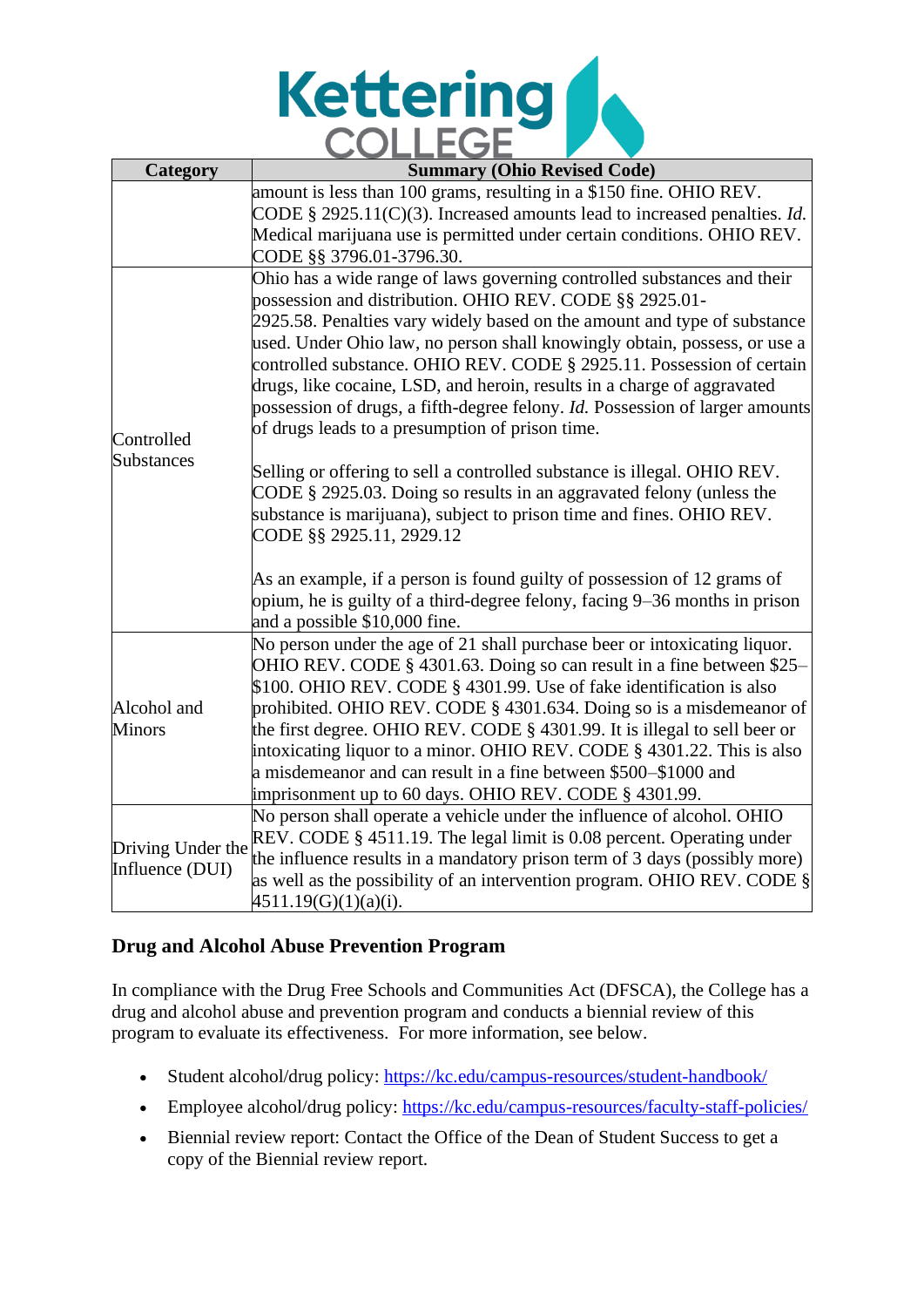| Category | Summary (Ohio Revised Code) |
|---|---|
| | amount is less than 100 grams, resulting in a $150 fine. OHIO REV. CODE § 2925.11(C)(3). Increased amounts lead to increased penalties. *Id.* Medical marijuana use is permitted under certain conditions. OHIO REV. CODE §§ 3796.01-3796.30. |
| Controlled Substances | Ohio has a wide range of laws governing controlled substances and their possession and distribution. OHIO REV. CODE §§ 2925.01-2925.58. Penalties vary widely based on the amount and type of substance used. Under Ohio law, no person shall knowingly obtain, possess, or use a controlled substance. OHIO REV. CODE § 2925.11. Possession of certain drugs, like cocaine, LSD, and heroin, results in a charge of aggravated possession of drugs, a fifth-degree felony. *Id.* Possession of larger amounts of drugs leads to a presumption of prison time.<br><br>Selling or offering to sell a controlled substance is illegal. OHIO REV. CODE § 2925.03. Doing so results in an aggravated felony (unless the substance is marijuana), subject to prison time and fines. OHIO REV. CODE §§ 2925.11, 2929.12<br><br>As an example, if a person is found guilty of possession of 12 grams of opium, he is guilty of a third-degree felony, facing 9–36 months in prison and a possible $10,000 fine. |
| Alcohol and Minors | No person under the age of 21 shall purchase beer or intoxicating liquor. OHIO REV. CODE § 4301.63. Doing so can result in a fine between $25–$100. OHIO REV. CODE § 4301.99. Use of fake identification is also prohibited. OHIO REV. CODE § 4301.634. Doing so is a misdemeanor of the first degree. OHIO REV. CODE § 4301.99. It is illegal to sell beer or intoxicating liquor to a minor. OHIO REV. CODE § 4301.22. This is also a misdemeanor and can result in a fine between $500–$1000 and imprisonment up to 60 days. OHIO REV. CODE § 4301.99. |
| Driving Under the Influence (DUI) | No person shall operate a vehicle under the influence of alcohol. OHIO REV. CODE § 4511.19. The legal limit is 0.08 percent. Operating under the influence results in a mandatory prison term of 3 days (possibly more) as well as the possibility of an intervention program. OHIO REV. CODE § 4511.19(G)(1)(a)(i). |

## Drug and Alcohol Abuse Prevention Program

In compliance with the Drug Free Schools and Communities Act (DFSCA), the College has a drug and alcohol abuse and prevention program and conducts a biennial review of this program to evaluate its effectiveness. For more information, see below.

- Student alcohol/drug policy: https://kc.edu/campus-resources/student-handbook/
- Employee alcohol/drug policy: https://kc.edu/campus-resources/faculty-staff-policies/
- Biennial review report: Contact the Office of the Dean of Student Success to get a copy of the Biennial review report.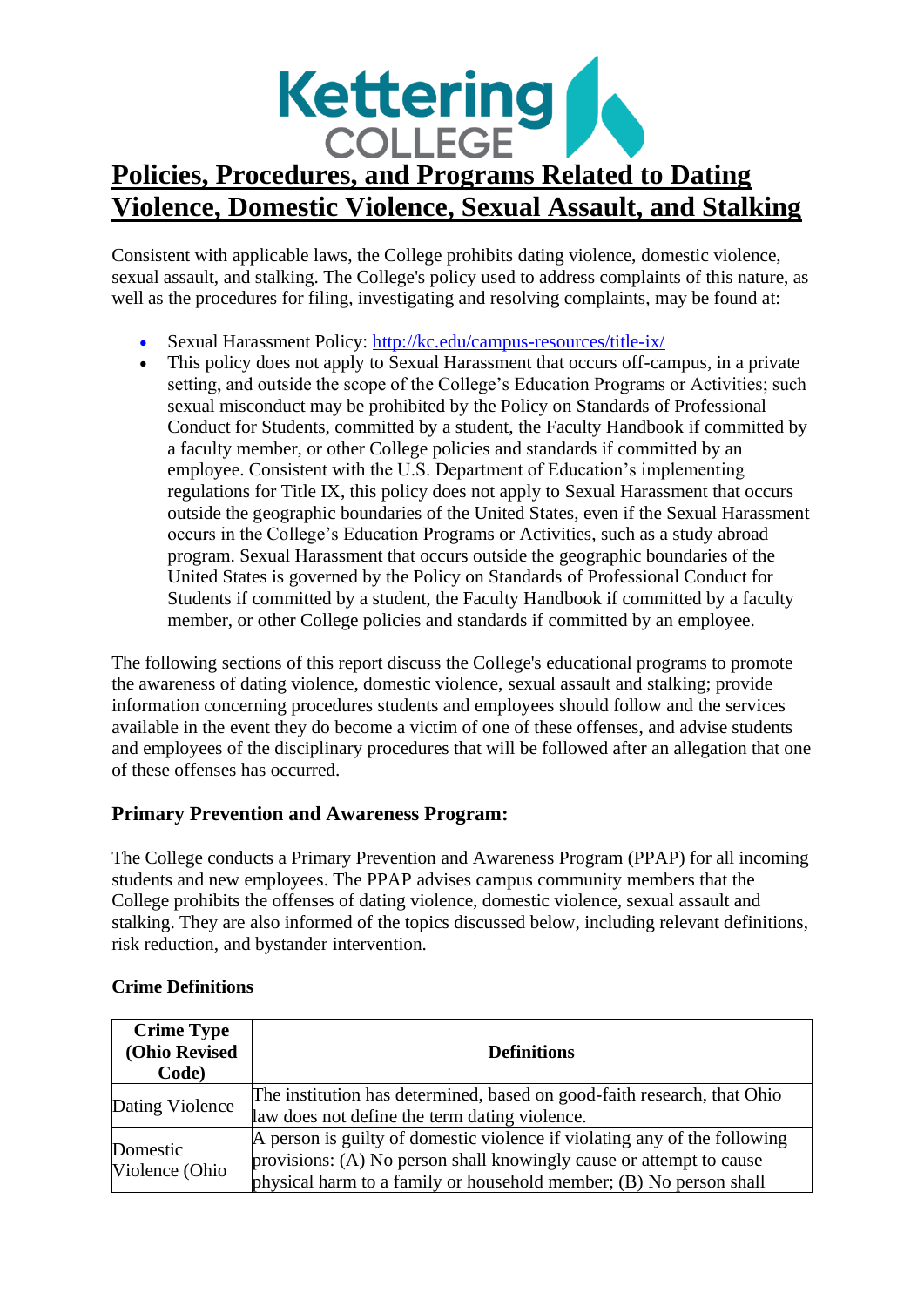# Policies, Procedures, and Programs Related to Dating Violence, Domestic Violence, Sexual Assault, and Stalking

Consistent with applicable laws, the College prohibits dating violence, domestic violence, sexual assault, and stalking. The College's policy used to address complaints of this nature, as well as the procedures for filing, investigating and resolving complaints, may be found at:

- Sexual Harassment Policy: [http://kc.edu/campus-resources/title-ix/](http://kc.edu/campus-resources/title-ix/)
- This policy does not apply to Sexual Harassment that occurs off-campus, in a private setting, and outside the scope of the College's Education Programs or Activities; such sexual misconduct may be prohibited by the Policy on Standards of Professional Conduct for Students, committed by a student, the Faculty Handbook if committed by a faculty member, or other College policies and standards if committed by an employee. Consistent with the U.S. Department of Education's implementing regulations for Title IX, this policy does not apply to Sexual Harassment that occurs outside the geographic boundaries of the United States, even if the Sexual Harassment occurs in the College's Education Programs or Activities, such as a study abroad program. Sexual Harassment that occurs outside the geographic boundaries of the United States is governed by the Policy on Standards of Professional Conduct for Students if committed by a student, the Faculty Handbook if committed by a faculty member, or other College policies and standards if committed by an employee.

The following sections of this report discuss the College's educational programs to promote the awareness of dating violence, domestic violence, sexual assault and stalking; provide information concerning procedures students and employees should follow and the services available in the event they do become a victim of one of these offenses, and advise students and employees of the disciplinary procedures that will be followed after an allegation that one of these offenses has occurred.

### Primary Prevention and Awareness Program:

The College conducts a Primary Prevention and Awareness Program (PPAP) for all incoming students and new employees. The PPAP advises campus community members that the College prohibits the offenses of dating violence, domestic violence, sexual assault and stalking. They are also informed of the topics discussed below, including relevant definitions, risk reduction, and bystander intervention.

**Crime Definitions**

| Crime Type (Ohio Revised Code) | Definitions |
|---|---|
| Dating Violence | The institution has determined, based on good-faith research, that Ohio law does not define the term dating violence. |
| Domestic Violence (Ohio | A person is guilty of domestic violence if violating any of the following provisions: (A) No person shall knowingly cause or attempt to cause physical harm to a family or household member; (B) No person shall |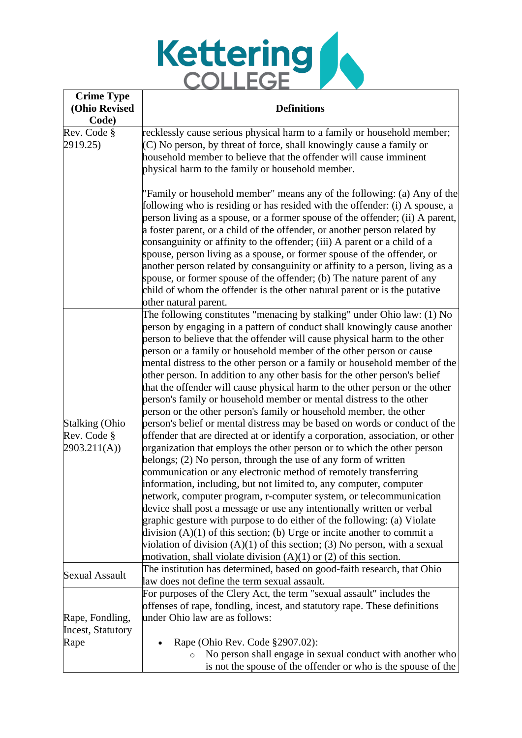| Crime Type (Ohio Revised Code) | Definitions |
|---|---|
| Rev. Code § 2919.25) | recklessly cause serious physical harm to a family or household member; (C) No person, by threat of force, shall knowingly cause a family or household member to believe that the offender will cause imminent physical harm to the family or household member.<br><br>"Family or household member" means any of the following: (a) Any of the following who is residing or has resided with the offender: (i) A spouse, a person living as a spouse, or a former spouse of the offender; (ii) A parent, a foster parent, or a child of the offender, or another person related by consanguinity or affinity to the offender; (iii) A parent or a child of a spouse, person living as a spouse, or former spouse of the offender, or another person related by consanguinity or affinity to a person, living as a spouse, or former spouse of the offender; (b) The nature parent of any child of whom the offender is the other natural parent or is the putative other natural parent. |
| Stalking (Ohio Rev. Code § 2903.211(A)) | The following constitutes "menacing by stalking" under Ohio law: (1) No person by engaging in a pattern of conduct shall knowingly cause another person to believe that the offender will cause physical harm to the other person or a family or household member of the other person or cause mental distress to the other person or a family or household member of the other person. In addition to any other basis for the other person's belief that the offender will cause physical harm to the other person or the other person's family or household member or mental distress to the other person or the other person's family or household member, the other person's belief or mental distress may be based on words or conduct of the offender that are directed at or identify a corporation, association, or other organization that employs the other person or to which the other person belongs; (2) No person, through the use of any form of written communication or any electronic method of remotely transferring information, including, but not limited to, any computer, computer network, computer program, r-computer system, or telecommunication device shall post a message or use any intentionally written or verbal graphic gesture with purpose to do either of the following: (a) Violate division (A)(1) of this section; (b) Urge or incite another to commit a violation of division (A)(1) of this section; (3) No person, with a sexual motivation, shall violate division (A)(1) or (2) of this section. |
| Sexual Assault | The institution has determined, based on good-faith research, that Ohio law does not define the term sexual assault. |
| Rape, Fondling, Incest, Statutory Rape | For purposes of the Clery Act, the term "sexual assault" includes the offenses of rape, fondling, incest, and statutory rape. These definitions under Ohio law are as follows:<br><br>• Rape (Ohio Rev. Code §2907.02):<br>  ◦ No person shall engage in sexual conduct with another who is not the spouse of the offender or who is the spouse of the |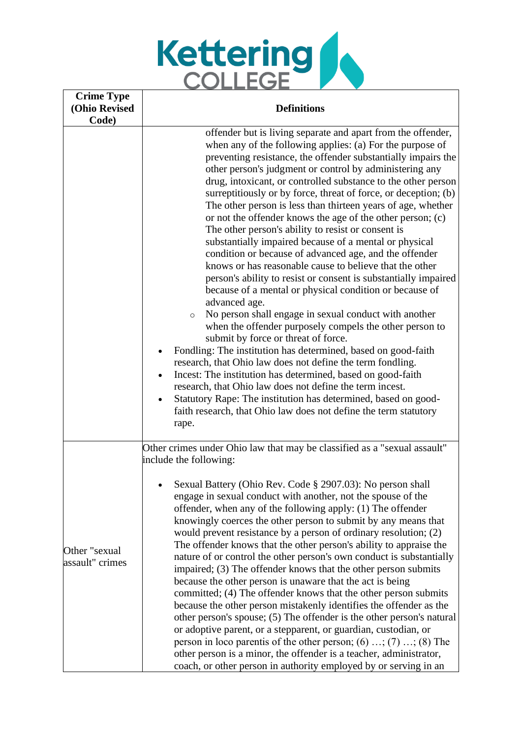| Crime Type (Ohio Revised Code) | Definitions |
| --- | --- |
| | offender but is living separate and apart from the offender, when any of the following applies: (a) For the purpose of preventing resistance, the offender substantially impairs the other person's judgment or control by administering any drug, intoxicant, or controlled substance to the other person surreptitiously or by force, threat of force, or deception; (b) The other person is less than thirteen years of age, whether or not the offender knows the age of the other person; (c) The other person's ability to resist or consent is substantially impaired because of a mental or physical condition or because of advanced age, and the offender knows or has reasonable cause to believe that the other person's ability to resist or consent is substantially impaired because of a mental or physical condition or because of advanced age.<br>◦ No person shall engage in sexual conduct with another when the offender purposely compels the other person to submit by force or threat of force.<br>• Fondling: The institution has determined, based on good-faith research, that Ohio law does not define the term fondling.<br>• Incest: The institution has determined, based on good-faith research, that Ohio law does not define the term incest.<br>• Statutory Rape: The institution has determined, based on good-faith research, that Ohio law does not define the term statutory rape. |
| Other "sexual assault" crimes | Other crimes under Ohio law that may be classified as a "sexual assault" include the following:<br><br>• Sexual Battery (Ohio Rev. Code § 2907.03): No person shall engage in sexual conduct with another, not the spouse of the offender, when any of the following apply: (1) The offender knowingly coerces the other person to submit by any means that would prevent resistance by a person of ordinary resolution; (2) The offender knows that the other person's ability to appraise the nature of or control the other person's own conduct is substantially impaired; (3) The offender knows that the other person submits because the other person is unaware that the act is being committed; (4) The offender knows that the other person submits because the other person mistakenly identifies the offender as the other person's spouse; (5) The offender is the other person's natural or adoptive parent, or a stepparent, or guardian, custodian, or person in loco parentis of the other person; (6) …; (7) …; (8) The other person is a minor, the offender is a teacher, administrator, coach, or other person in authority employed by or serving in an |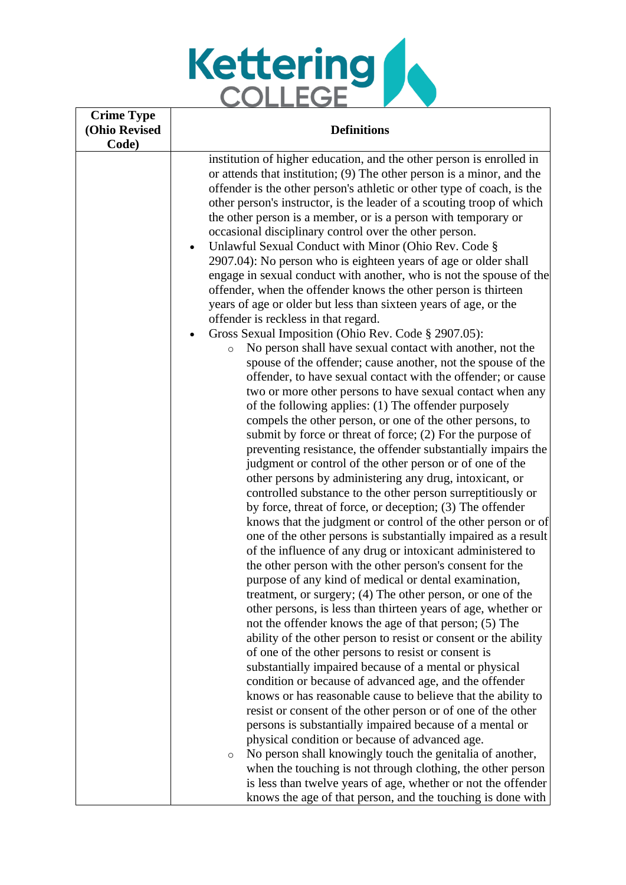| Crime Type (Ohio Revised Code) | Definitions |
|---|---|
| | institution of higher education, and the other person is enrolled in or attends that institution; (9) The other person is a minor, and the offender is the other person's athletic or other type of coach, is the other person's instructor, is the leader of a scouting troop of which the other person is a member, or is a person with temporary or occasional disciplinary control over the other person.<br>• Unlawful Sexual Conduct with Minor (Ohio Rev. Code § 2907.04): No person who is eighteen years of age or older shall engage in sexual conduct with another, who is not the spouse of the offender, when the offender knows the other person is thirteen years of age or older but less than sixteen years of age, or the offender is reckless in that regard.<br>• Gross Sexual Imposition (Ohio Rev. Code § 2907.05):<br>  ○ No person shall have sexual contact with another, not the spouse of the offender; cause another, not the spouse of the offender, to have sexual contact with the offender; or cause two or more other persons to have sexual contact when any of the following applies: (1) The offender purposely compels the other person, or one of the other persons, to submit by force or threat of force; (2) For the purpose of preventing resistance, the offender substantially impairs the judgment or control of the other person or of one of the other persons by administering any drug, intoxicant, or controlled substance to the other person surreptitiously or by force, threat of force, or deception; (3) The offender knows that the judgment or control of the other person or of one of the other persons is substantially impaired as a result of the influence of any drug or intoxicant administered to the other person with the other person's consent for the purpose of any kind of medical or dental examination, treatment, or surgery; (4) The other person, or one of the other persons, is less than thirteen years of age, whether or not the offender knows the age of that person; (5) The ability of the other person to resist or consent or the ability of one of the other persons to resist or consent is substantially impaired because of a mental or physical condition or because of advanced age, and the offender knows or has reasonable cause to believe that the ability to resist or consent of the other person or of one of the other persons is substantially impaired because of a mental or physical condition or because of advanced age.<br>  ○ No person shall knowingly touch the genitalia of another, when the touching is not through clothing, the other person is less than twelve years of age, whether or not the offender knows the age of that person, and the touching is done with |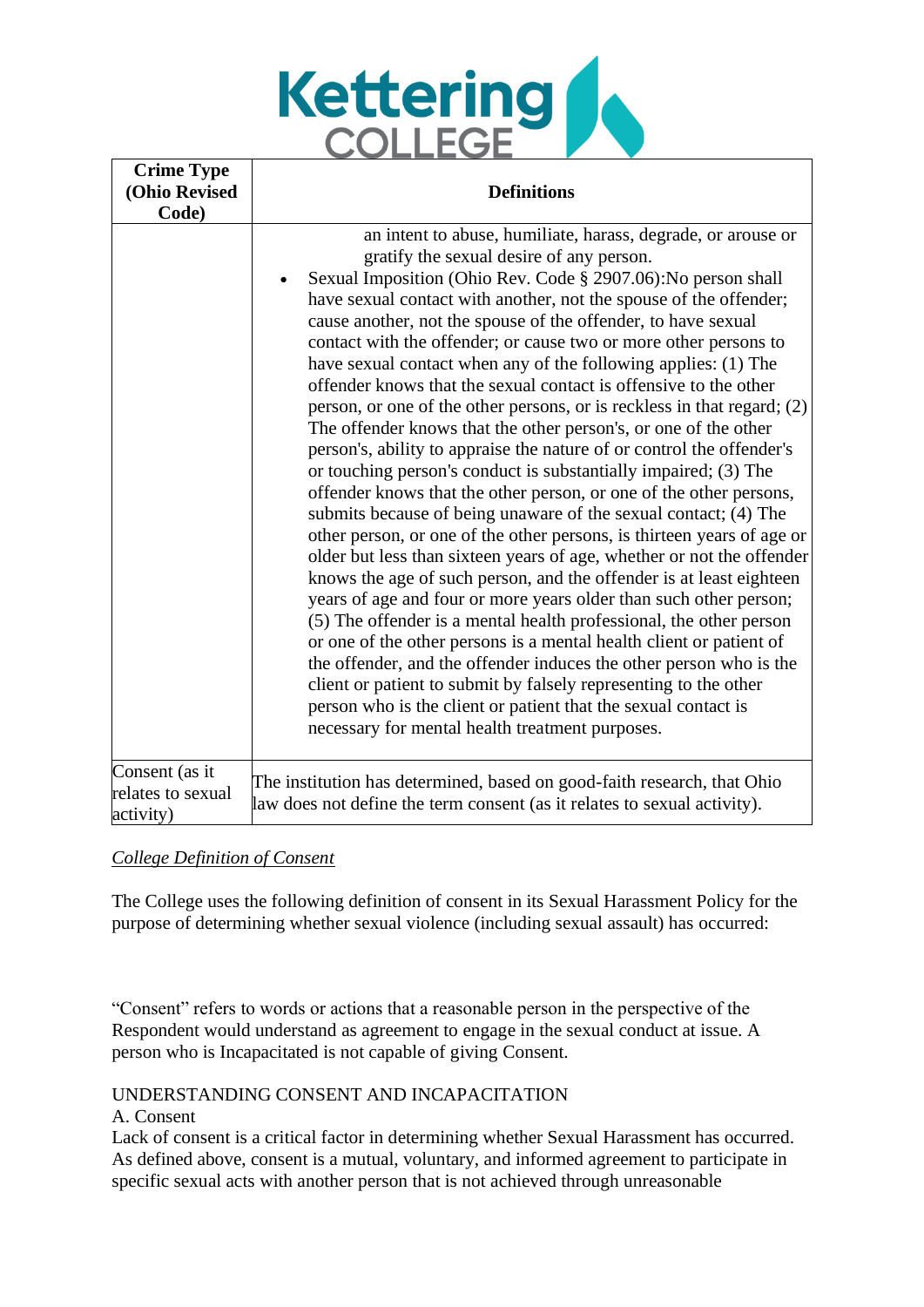| Crime Type (Ohio Revised Code) | Definitions |
|---|---|
| | an intent to abuse, humiliate, harass, degrade, or arouse or gratify the sexual desire of any person.<br>• Sexual Imposition (Ohio Rev. Code § 2907.06):No person shall have sexual contact with another, not the spouse of the offender; cause another, not the spouse of the offender, to have sexual contact with the offender; or cause two or more other persons to have sexual contact when any of the following applies: (1) The offender knows that the sexual contact is offensive to the other person, or one of the other persons, or is reckless in that regard; (2) The offender knows that the other person's, or one of the other person's, ability to appraise the nature of or control the offender's or touching person's conduct is substantially impaired; (3) The offender knows that the other person, or one of the other persons, submits because of being unaware of the sexual contact; (4) The other person, or one of the other persons, is thirteen years of age or older but less than sixteen years of age, whether or not the offender knows the age of such person, and the offender is at least eighteen years of age and four or more years older than such other person; (5) The offender is a mental health professional, the other person or one of the other persons is a mental health client or patient of the offender, and the offender induces the other person who is the client or patient to submit by falsely representing to the other person who is the client or patient that the sexual contact is necessary for mental health treatment purposes. |
| Consent (as it relates to sexual activity) | The institution has determined, based on good-faith research, that Ohio law does not define the term consent (as it relates to sexual activity). |

*College Definition of Consent*

The College uses the following definition of consent in its Sexual Harassment Policy for the purpose of determining whether sexual violence (including sexual assault) has occurred:

"Consent" refers to words or actions that a reasonable person in the perspective of the Respondent would understand as agreement to engage in the sexual conduct at issue. A person who is Incapacitated is not capable of giving Consent.

UNDERSTANDING CONSENT AND INCAPACITATION

A. Consent

Lack of consent is a critical factor in determining whether Sexual Harassment has occurred. As defined above, consent is a mutual, voluntary, and informed agreement to participate in specific sexual acts with another person that is not achieved through unreasonable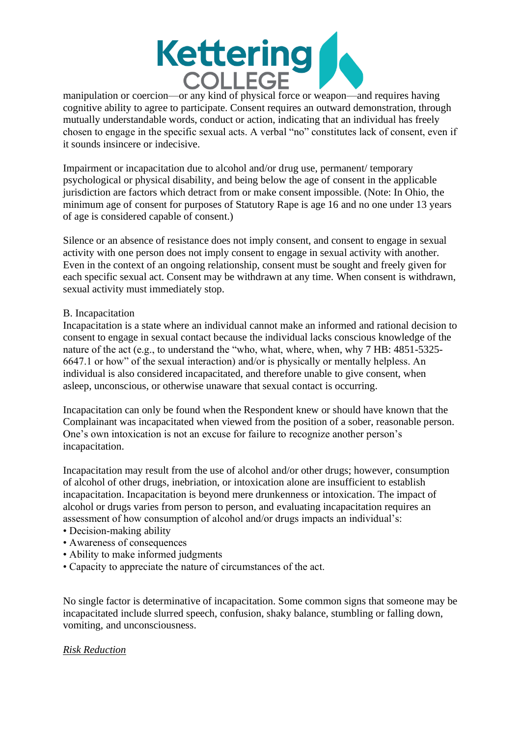manipulation or coercion—or any kind of physical force or weapon—and requires having cognitive ability to agree to participate. Consent requires an outward demonstration, through mutually understandable words, conduct or action, indicating that an individual has freely chosen to engage in the specific sexual acts. A verbal "no" constitutes lack of consent, even if it sounds insincere or indecisive.

Impairment or incapacitation due to alcohol and/or drug use, permanent/ temporary psychological or physical disability, and being below the age of consent in the applicable jurisdiction are factors which detract from or make consent impossible. (Note: In Ohio, the minimum age of consent for purposes of Statutory Rape is age 16 and no one under 13 years of age is considered capable of consent.)

Silence or an absence of resistance does not imply consent, and consent to engage in sexual activity with one person does not imply consent to engage in sexual activity with another. Even in the context of an ongoing relationship, consent must be sought and freely given for each specific sexual act. Consent may be withdrawn at any time. When consent is withdrawn, sexual activity must immediately stop.

B. Incapacitation

Incapacitation is a state where an individual cannot make an informed and rational decision to consent to engage in sexual contact because the individual lacks conscious knowledge of the nature of the act (e.g., to understand the "who, what, where, when, why 7 HB: 4851-5325-6647.1 or how" of the sexual interaction) and/or is physically or mentally helpless. An individual is also considered incapacitated, and therefore unable to give consent, when asleep, unconscious, or otherwise unaware that sexual contact is occurring.

Incapacitation can only be found when the Respondent knew or should have known that the Complainant was incapacitated when viewed from the position of a sober, reasonable person. One's own intoxication is not an excuse for failure to recognize another person's incapacitation.

Incapacitation may result from the use of alcohol and/or other drugs; however, consumption of alcohol of other drugs, inebriation, or intoxication alone are insufficient to establish incapacitation. Incapacitation is beyond mere drunkenness or intoxication. The impact of alcohol or drugs varies from person to person, and evaluating incapacitation requires an assessment of how consumption of alcohol and/or drugs impacts an individual's:

- Decision-making ability
- Awareness of consequences
- Ability to make informed judgments
- Capacity to appreciate the nature of circumstances of the act.

No single factor is determinative of incapacitation. Some common signs that someone may be incapacitated include slurred speech, confusion, shaky balance, stumbling or falling down, vomiting, and unconsciousness.

*Risk Reduction*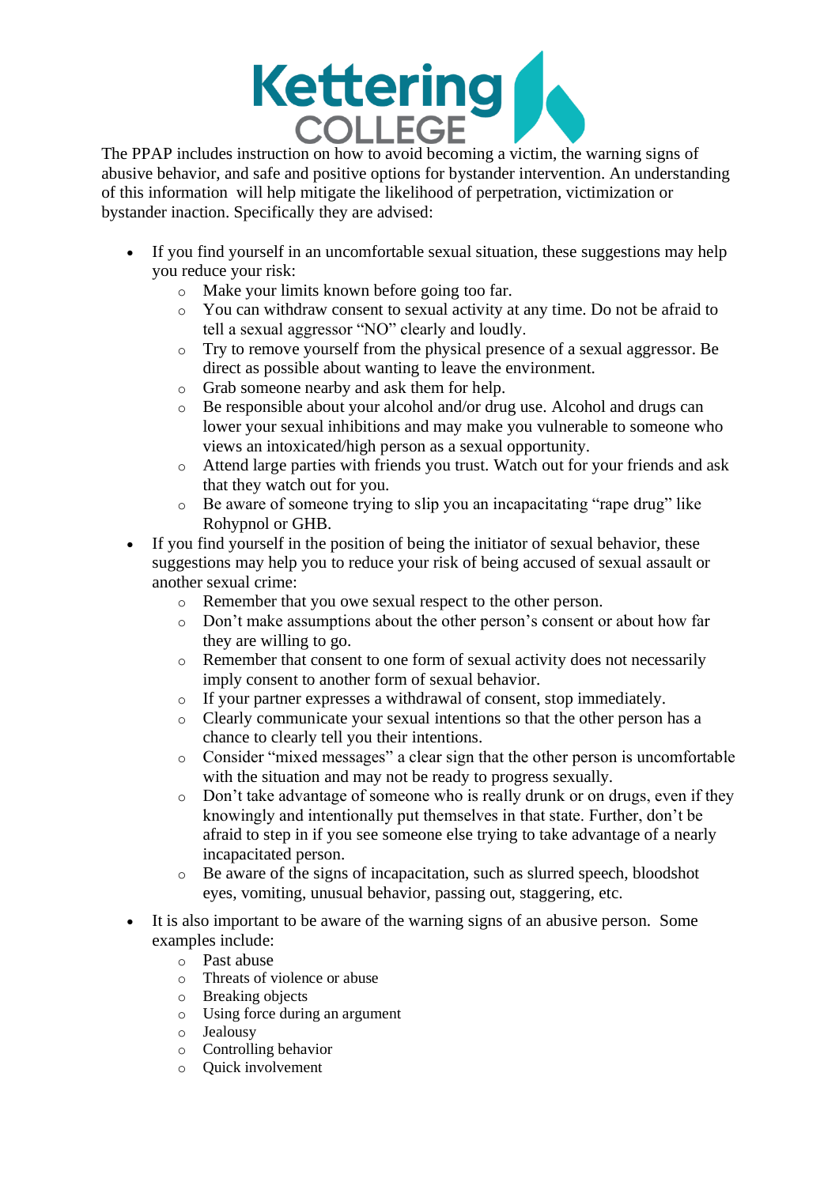The PPAP includes instruction on how to avoid becoming a victim, the warning signs of abusive behavior, and safe and positive options for bystander intervention. An understanding of this information will help mitigate the likelihood of perpetration, victimization or bystander inaction. Specifically they are advised:

- If you find yourself in an uncomfortable sexual situation, these suggestions may help you reduce your risk:
  - Make your limits known before going too far.
  - You can withdraw consent to sexual activity at any time. Do not be afraid to tell a sexual aggressor "NO" clearly and loudly.
  - Try to remove yourself from the physical presence of a sexual aggressor. Be direct as possible about wanting to leave the environment.
  - Grab someone nearby and ask them for help.
  - Be responsible about your alcohol and/or drug use. Alcohol and drugs can lower your sexual inhibitions and may make you vulnerable to someone who views an intoxicated/high person as a sexual opportunity.
  - Attend large parties with friends you trust. Watch out for your friends and ask that they watch out for you.
  - Be aware of someone trying to slip you an incapacitating "rape drug" like Rohypnol or GHB.
- If you find yourself in the position of being the initiator of sexual behavior, these suggestions may help you to reduce your risk of being accused of sexual assault or another sexual crime:
  - Remember that you owe sexual respect to the other person.
  - Don't make assumptions about the other person's consent or about how far they are willing to go.
  - Remember that consent to one form of sexual activity does not necessarily imply consent to another form of sexual behavior.
  - If your partner expresses a withdrawal of consent, stop immediately.
  - Clearly communicate your sexual intentions so that the other person has a chance to clearly tell you their intentions.
  - Consider "mixed messages" a clear sign that the other person is uncomfortable with the situation and may not be ready to progress sexually.
  - Don't take advantage of someone who is really drunk or on drugs, even if they knowingly and intentionally put themselves in that state. Further, don't be afraid to step in if you see someone else trying to take advantage of a nearly incapacitated person.
  - Be aware of the signs of incapacitation, such as slurred speech, bloodshot eyes, vomiting, unusual behavior, passing out, staggering, etc.
- It is also important to be aware of the warning signs of an abusive person. Some examples include:
  - Past abuse
  - Threats of violence or abuse
  - Breaking objects
  - Using force during an argument
  - Jealousy
  - Controlling behavior
  - Quick involvement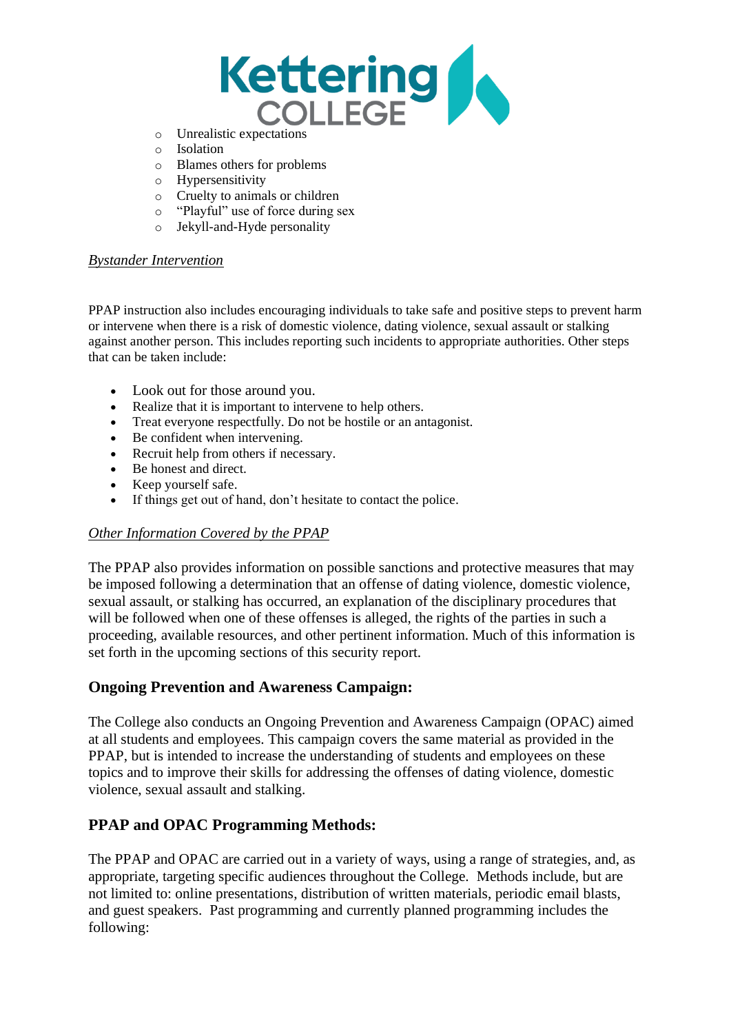- Unrealistic expectations
- Isolation
- Blames others for problems
- Hypersensitivity
- Cruelty to animals or children
- "Playful" use of force during sex
- Jekyll-and-Hyde personality

*Bystander Intervention*

PPAP instruction also includes encouraging individuals to take safe and positive steps to prevent harm or intervene when there is a risk of domestic violence, dating violence, sexual assault or stalking against another person. This includes reporting such incidents to appropriate authorities. Other steps that can be taken include:

- Look out for those around you.
- Realize that it is important to intervene to help others.
- Treat everyone respectfully. Do not be hostile or an antagonist.
- Be confident when intervening.
- Recruit help from others if necessary.
- Be honest and direct.
- Keep yourself safe.
- If things get out of hand, don't hesitate to contact the police.

*Other Information Covered by the PPAP*

The PPAP also provides information on possible sanctions and protective measures that may be imposed following a determination that an offense of dating violence, domestic violence, sexual assault, or stalking has occurred, an explanation of the disciplinary procedures that will be followed when one of these offenses is alleged, the rights of the parties in such a proceeding, available resources, and other pertinent information. Much of this information is set forth in the upcoming sections of this security report.

## Ongoing Prevention and Awareness Campaign:

The College also conducts an Ongoing Prevention and Awareness Campaign (OPAC) aimed at all students and employees. This campaign covers the same material as provided in the PPAP, but is intended to increase the understanding of students and employees on these topics and to improve their skills for addressing the offenses of dating violence, domestic violence, sexual assault and stalking.

## PPAP and OPAC Programming Methods:

The PPAP and OPAC are carried out in a variety of ways, using a range of strategies, and, as appropriate, targeting specific audiences throughout the College. Methods include, but are not limited to: online presentations, distribution of written materials, periodic email blasts, and guest speakers. Past programming and currently planned programming includes the following: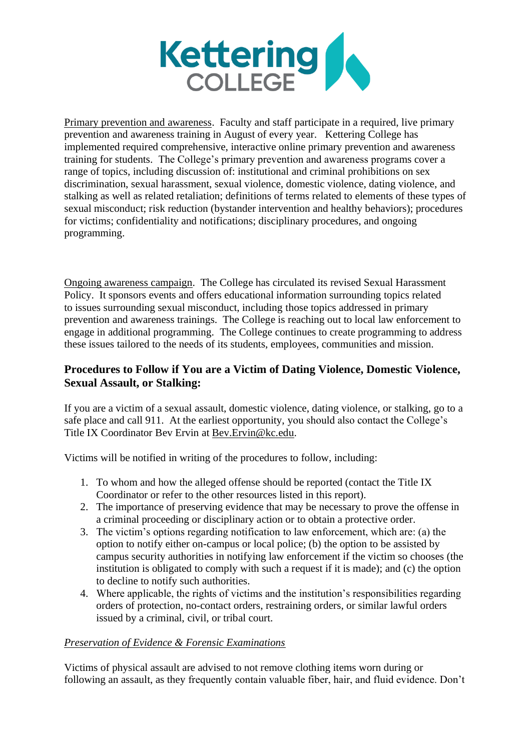Primary prevention and awareness. Faculty and staff participate in a required, live primary prevention and awareness training in August of every year. Kettering College has implemented required comprehensive, interactive online primary prevention and awareness training for students. The College's primary prevention and awareness programs cover a range of topics, including discussion of: institutional and criminal prohibitions on sex discrimination, sexual harassment, sexual violence, domestic violence, dating violence, and stalking as well as related retaliation; definitions of terms related to elements of these types of sexual misconduct; risk reduction (bystander intervention and healthy behaviors); procedures for victims; confidentiality and notifications; disciplinary procedures, and ongoing programming.

Ongoing awareness campaign. The College has circulated its revised Sexual Harassment Policy. It sponsors events and offers educational information surrounding topics related to issues surrounding sexual misconduct, including those topics addressed in primary prevention and awareness trainings. The College is reaching out to local law enforcement to engage in additional programming. The College continues to create programming to address these issues tailored to the needs of its students, employees, communities and mission.

### Procedures to Follow if You are a Victim of Dating Violence, Domestic Violence, Sexual Assault, or Stalking:

If you are a victim of a sexual assault, domestic violence, dating violence, or stalking, go to a safe place and call 911. At the earliest opportunity, you should also contact the College's Title IX Coordinator Bev Ervin at Bev.Ervin@kc.edu.

Victims will be notified in writing of the procedures to follow, including:

1. To whom and how the alleged offense should be reported (contact the Title IX Coordinator or refer to the other resources listed in this report).
2. The importance of preserving evidence that may be necessary to prove the offense in a criminal proceeding or disciplinary action or to obtain a protective order.
3. The victim's options regarding notification to law enforcement, which are: (a) the option to notify either on-campus or local police; (b) the option to be assisted by campus security authorities in notifying law enforcement if the victim so chooses (the institution is obligated to comply with such a request if it is made); and (c) the option to decline to notify such authorities.
4. Where applicable, the rights of victims and the institution's responsibilities regarding orders of protection, no-contact orders, restraining orders, or similar lawful orders issued by a criminal, civil, or tribal court.

*Preservation of Evidence & Forensic Examinations*

Victims of physical assault are advised to not remove clothing items worn during or following an assault, as they frequently contain valuable fiber, hair, and fluid evidence. Don't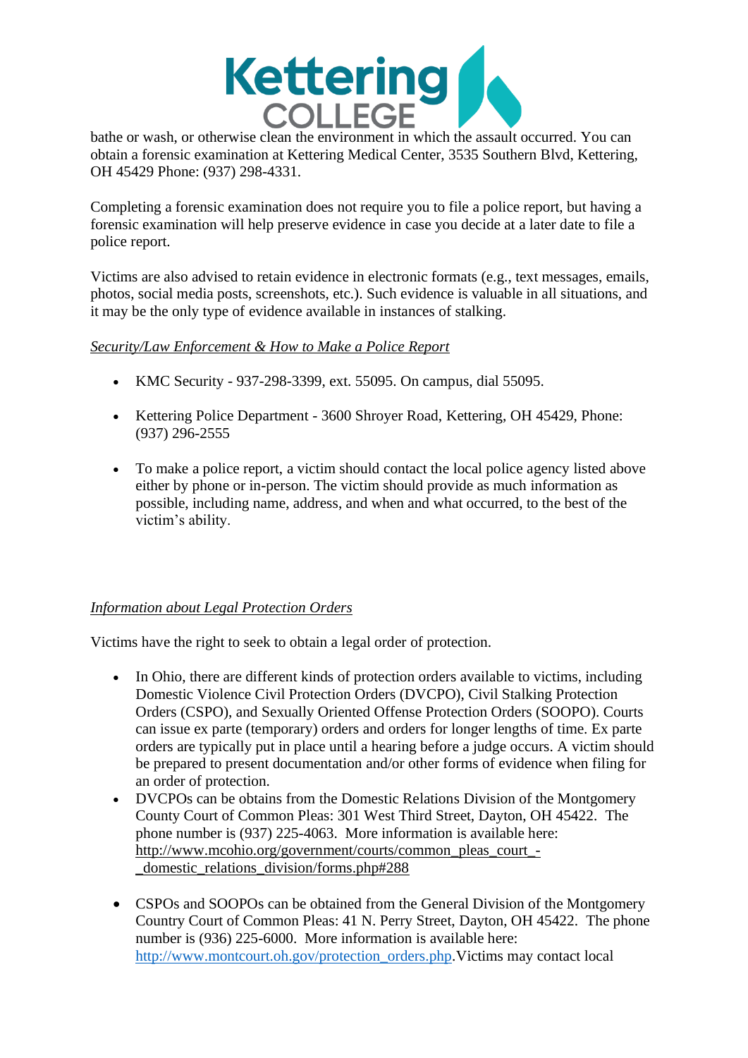bathe or wash, or otherwise clean the environment in which the assault occurred. You can obtain a forensic examination at Kettering Medical Center, 3535 Southern Blvd, Kettering, OH 45429 Phone: (937) 298-4331.

Completing a forensic examination does not require you to file a police report, but having a forensic examination will help preserve evidence in case you decide at a later date to file a police report.

Victims are also advised to retain evidence in electronic formats (e.g., text messages, emails, photos, social media posts, screenshots, etc.). Such evidence is valuable in all situations, and it may be the only type of evidence available in instances of stalking.

*Security/Law Enforcement & How to Make a Police Report*

- KMC Security - 937-298-3399, ext. 55095. On campus, dial 55095.
- Kettering Police Department - 3600 Shroyer Road, Kettering, OH 45429, Phone: (937) 296-2555
- To make a police report, a victim should contact the local police agency listed above either by phone or in-person. The victim should provide as much information as possible, including name, address, and when and what occurred, to the best of the victim's ability.

*Information about Legal Protection Orders*

Victims have the right to seek to obtain a legal order of protection.

- In Ohio, there are different kinds of protection orders available to victims, including Domestic Violence Civil Protection Orders (DVCPO), Civil Stalking Protection Orders (CSPO), and Sexually Oriented Offense Protection Orders (SOOPO). Courts can issue ex parte (temporary) orders and orders for longer lengths of time. Ex parte orders are typically put in place until a hearing before a judge occurs. A victim should be prepared to present documentation and/or other forms of evidence when filing for an order of protection.
- DVCPOs can be obtains from the Domestic Relations Division of the Montgomery County Court of Common Pleas: 301 West Third Street, Dayton, OH 45422. The phone number is (937) 225-4063. More information is available here: http://www.mcohio.org/government/courts/common_pleas_court_-_domestic_relations_division/forms.php#288
- CSPOs and SOOPOs can be obtained from the General Division of the Montgomery Country Court of Common Pleas: 41 N. Perry Street, Dayton, OH 45422. The phone number is (936) 225-6000. More information is available here: http://www.montcourt.oh.gov/protection_orders.php.Victims may contact local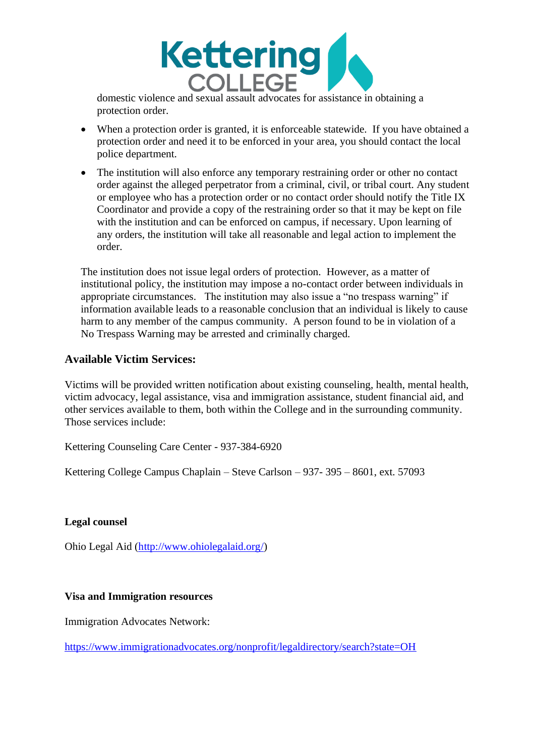domestic violence and sexual assault advocates for assistance in obtaining a protection order.

- When a protection order is granted, it is enforceable statewide. If you have obtained a protection order and need it to be enforced in your area, you should contact the local police department.
- The institution will also enforce any temporary restraining order or other no contact order against the alleged perpetrator from a criminal, civil, or tribal court. Any student or employee who has a protection order or no contact order should notify the Title IX Coordinator and provide a copy of the restraining order so that it may be kept on file with the institution and can be enforced on campus, if necessary. Upon learning of any orders, the institution will take all reasonable and legal action to implement the order.

The institution does not issue legal orders of protection. However, as a matter of institutional policy, the institution may impose a no-contact order between individuals in appropriate circumstances. The institution may also issue a "no trespass warning" if information available leads to a reasonable conclusion that an individual is likely to cause harm to any member of the campus community. A person found to be in violation of a No Trespass Warning may be arrested and criminally charged.

### Available Victim Services:

Victims will be provided written notification about existing counseling, health, mental health, victim advocacy, legal assistance, visa and immigration assistance, student financial aid, and other services available to them, both within the College and in the surrounding community. Those services include:

Kettering Counseling Care Center - 937-384-6920

Kettering College Campus Chaplain – Steve Carlson – 937- 395 – 8601, ext. 57093

**Legal counsel**

Ohio Legal Aid (http://www.ohiolegalaid.org/)

**Visa and Immigration resources**

Immigration Advocates Network:

https://www.immigrationadvocates.org/nonprofit/legaldirectory/search?state=OH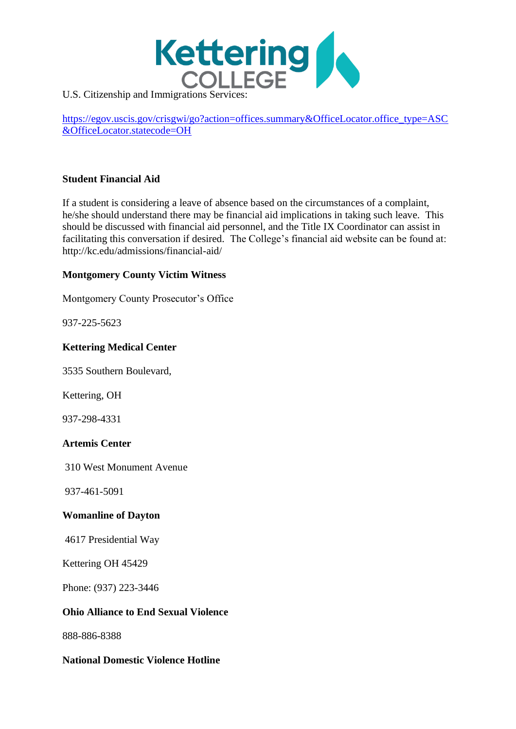U.S. Citizenship and Immigrations Services:

[https://egov.uscis.gov/crisgwi/go?action=offices.summary&OfficeLocator.office_type=ASC&OfficeLocator.statecode=OH](https://egov.uscis.gov/crisgwi/go?action=offices.summary&OfficeLocator.office_type=ASC&OfficeLocator.statecode=OH)

**Student Financial Aid**

If a student is considering a leave of absence based on the circumstances of a complaint, he/she should understand there may be financial aid implications in taking such leave. This should be discussed with financial aid personnel, and the Title IX Coordinator can assist in facilitating this conversation if desired. The College's financial aid website can be found at: http://kc.edu/admissions/financial-aid/

**Montgomery County Victim Witness**

Montgomery County Prosecutor's Office

937-225-5623

**Kettering Medical Center**

3535 Southern Boulevard,

Kettering, OH

937-298-4331

**Artemis Center**

310 West Monument Avenue

937-461-5091

**Womanline of Dayton**

4617 Presidential Way

Kettering OH 45429

Phone: (937) 223-3446

**Ohio Alliance to End Sexual Violence**

888-886-8388

**National Domestic Violence Hotline**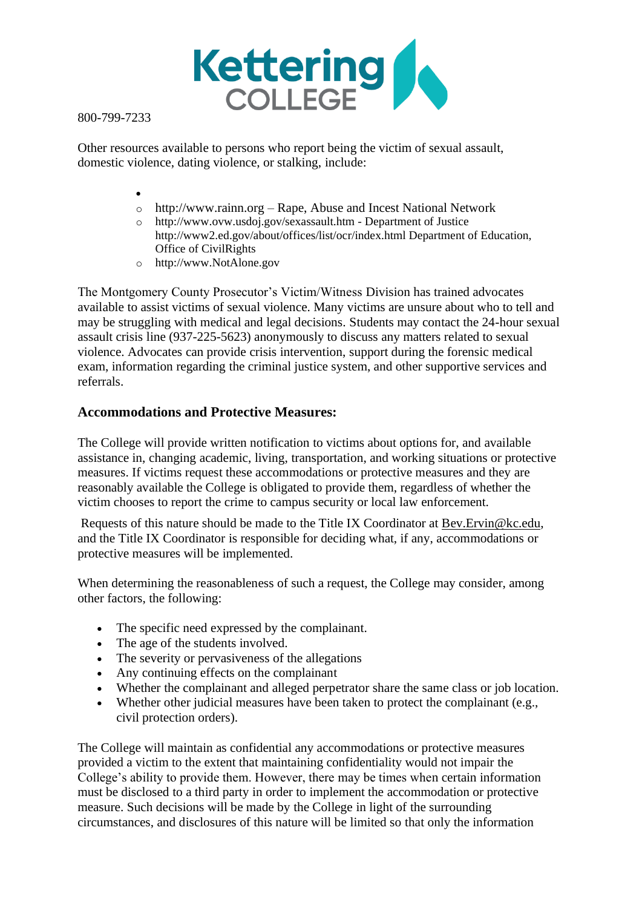800-799-7233

Other resources available to persons who report being the victim of sexual assault, domestic violence, dating violence, or stalking, include:

- 
  - http://www.rainn.org – Rape, Abuse and Incest National Network
  - http://www.ovw.usdoj.gov/sexassault.htm - Department of Justice http://www2.ed.gov/about/offices/list/ocr/index.html Department of Education, Office of CivilRights
  - http://www.NotAlone.gov

The Montgomery County Prosecutor's Victim/Witness Division has trained advocates available to assist victims of sexual violence. Many victims are unsure about who to tell and may be struggling with medical and legal decisions. Students may contact the 24-hour sexual assault crisis line (937-225-5623) anonymously to discuss any matters related to sexual violence. Advocates can provide crisis intervention, support during the forensic medical exam, information regarding the criminal justice system, and other supportive services and referrals.

### Accommodations and Protective Measures:

The College will provide written notification to victims about options for, and available assistance in, changing academic, living, transportation, and working situations or protective measures. If victims request these accommodations or protective measures and they are reasonably available the College is obligated to provide them, regardless of whether the victim chooses to report the crime to campus security or local law enforcement.

Requests of this nature should be made to the Title IX Coordinator at Bev.Ervin@kc.edu, and the Title IX Coordinator is responsible for deciding what, if any, accommodations or protective measures will be implemented.

When determining the reasonableness of such a request, the College may consider, among other factors, the following:

- The specific need expressed by the complainant.
- The age of the students involved.
- The severity or pervasiveness of the allegations
- Any continuing effects on the complainant
- Whether the complainant and alleged perpetrator share the same class or job location.
- Whether other judicial measures have been taken to protect the complainant (e.g., civil protection orders).

The College will maintain as confidential any accommodations or protective measures provided a victim to the extent that maintaining confidentiality would not impair the College's ability to provide them. However, there may be times when certain information must be disclosed to a third party in order to implement the accommodation or protective measure. Such decisions will be made by the College in light of the surrounding circumstances, and disclosures of this nature will be limited so that only the information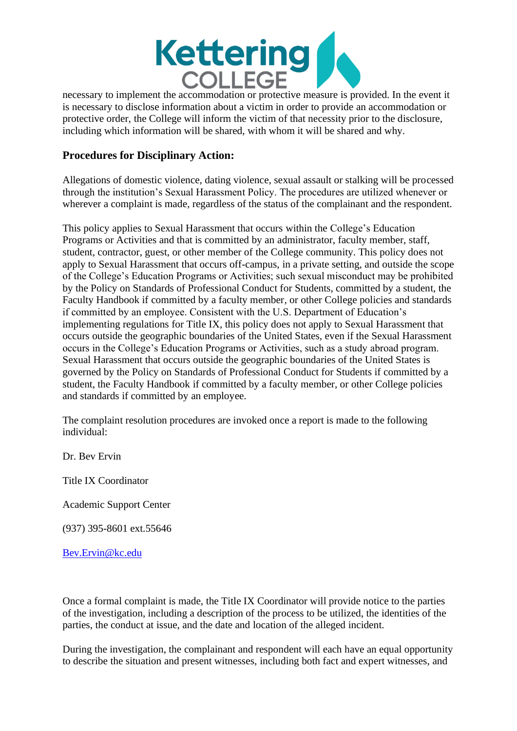necessary to implement the accommodation or protective measure is provided. In the event it is necessary to disclose information about a victim in order to provide an accommodation or protective order, the College will inform the victim of that necessity prior to the disclosure, including which information will be shared, with whom it will be shared and why.

### Procedures for Disciplinary Action:

Allegations of domestic violence, dating violence, sexual assault or stalking will be processed through the institution's Sexual Harassment Policy. The procedures are utilized whenever or wherever a complaint is made, regardless of the status of the complainant and the respondent.

This policy applies to Sexual Harassment that occurs within the College's Education Programs or Activities and that is committed by an administrator, faculty member, staff, student, contractor, guest, or other member of the College community. This policy does not apply to Sexual Harassment that occurs off-campus, in a private setting, and outside the scope of the College's Education Programs or Activities; such sexual misconduct may be prohibited by the Policy on Standards of Professional Conduct for Students, committed by a student, the Faculty Handbook if committed by a faculty member, or other College policies and standards if committed by an employee. Consistent with the U.S. Department of Education's implementing regulations for Title IX, this policy does not apply to Sexual Harassment that occurs outside the geographic boundaries of the United States, even if the Sexual Harassment occurs in the College's Education Programs or Activities, such as a study abroad program. Sexual Harassment that occurs outside the geographic boundaries of the United States is governed by the Policy on Standards of Professional Conduct for Students if committed by a student, the Faculty Handbook if committed by a faculty member, or other College policies and standards if committed by an employee.

The complaint resolution procedures are invoked once a report is made to the following individual:

Dr. Bev Ervin

Title IX Coordinator

Academic Support Center

(937) 395-8601 ext.55646

Bev.Ervin@kc.edu

Once a formal complaint is made, the Title IX Coordinator will provide notice to the parties of the investigation, including a description of the process to be utilized, the identities of the parties, the conduct at issue, and the date and location of the alleged incident.

During the investigation, the complainant and respondent will each have an equal opportunity to describe the situation and present witnesses, including both fact and expert witnesses, and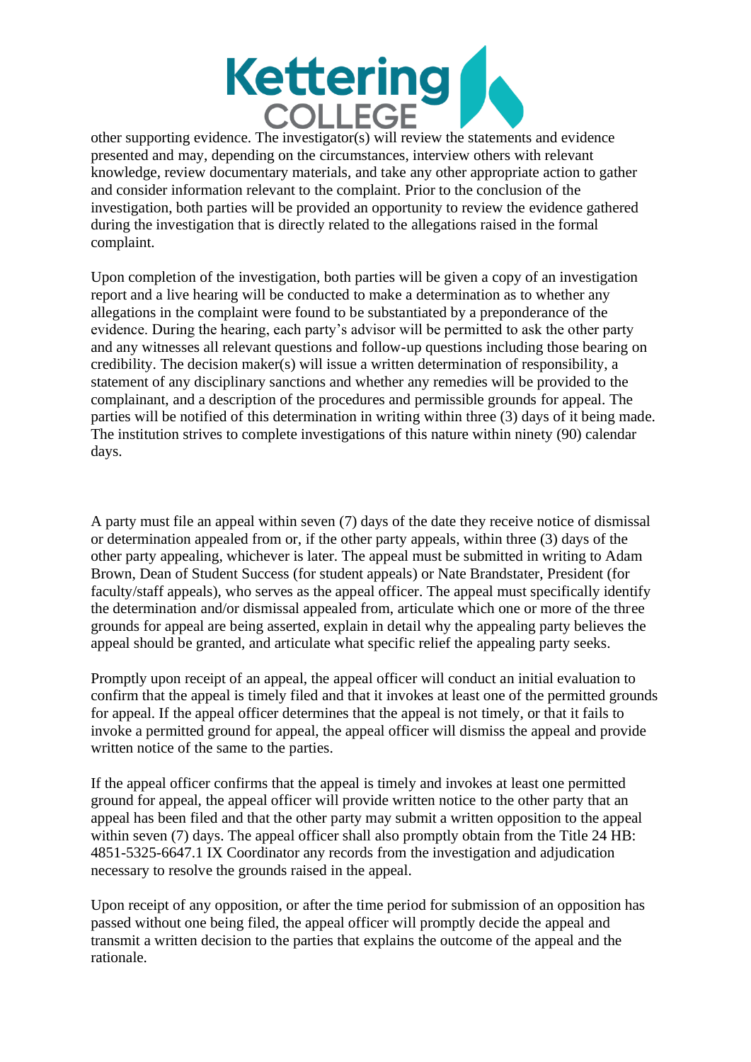other supporting evidence. The investigator(s) will review the statements and evidence presented and may, depending on the circumstances, interview others with relevant knowledge, review documentary materials, and take any other appropriate action to gather and consider information relevant to the complaint. Prior to the conclusion of the investigation, both parties will be provided an opportunity to review the evidence gathered during the investigation that is directly related to the allegations raised in the formal complaint.

Upon completion of the investigation, both parties will be given a copy of an investigation report and a live hearing will be conducted to make a determination as to whether any allegations in the complaint were found to be substantiated by a preponderance of the evidence. During the hearing, each party's advisor will be permitted to ask the other party and any witnesses all relevant questions and follow-up questions including those bearing on credibility. The decision maker(s) will issue a written determination of responsibility, a statement of any disciplinary sanctions and whether any remedies will be provided to the complainant, and a description of the procedures and permissible grounds for appeal. The parties will be notified of this determination in writing within three (3) days of it being made. The institution strives to complete investigations of this nature within ninety (90) calendar days.

A party must file an appeal within seven (7) days of the date they receive notice of dismissal or determination appealed from or, if the other party appeals, within three (3) days of the other party appealing, whichever is later. The appeal must be submitted in writing to Adam Brown, Dean of Student Success (for student appeals) or Nate Brandstater, President (for faculty/staff appeals), who serves as the appeal officer. The appeal must specifically identify the determination and/or dismissal appealed from, articulate which one or more of the three grounds for appeal are being asserted, explain in detail why the appealing party believes the appeal should be granted, and articulate what specific relief the appealing party seeks.

Promptly upon receipt of an appeal, the appeal officer will conduct an initial evaluation to confirm that the appeal is timely filed and that it invokes at least one of the permitted grounds for appeal. If the appeal officer determines that the appeal is not timely, or that it fails to invoke a permitted ground for appeal, the appeal officer will dismiss the appeal and provide written notice of the same to the parties.

If the appeal officer confirms that the appeal is timely and invokes at least one permitted ground for appeal, the appeal officer will provide written notice to the other party that an appeal has been filed and that the other party may submit a written opposition to the appeal within seven (7) days. The appeal officer shall also promptly obtain from the Title 24 HB: 4851-5325-6647.1 IX Coordinator any records from the investigation and adjudication necessary to resolve the grounds raised in the appeal.

Upon receipt of any opposition, or after the time period for submission of an opposition has passed without one being filed, the appeal officer will promptly decide the appeal and transmit a written decision to the parties that explains the outcome of the appeal and the rationale.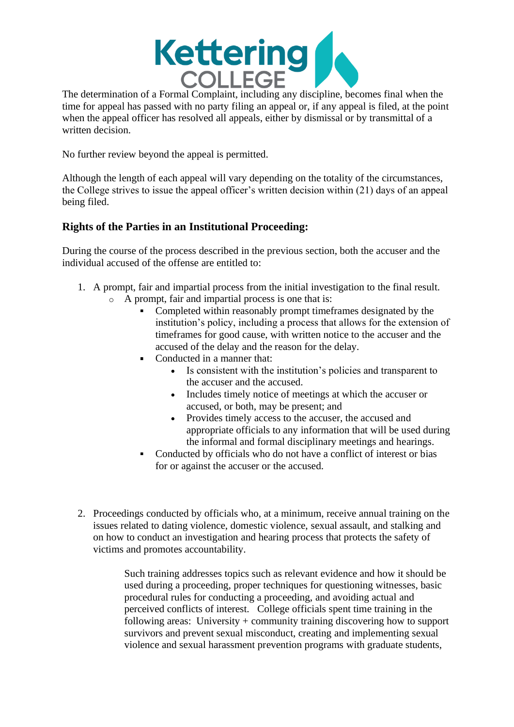The determination of a Formal Complaint, including any discipline, becomes final when the time for appeal has passed with no party filing an appeal or, if any appeal is filed, at the point when the appeal officer has resolved all appeals, either by dismissal or by transmittal of a written decision.

No further review beyond the appeal is permitted.

Although the length of each appeal will vary depending on the totality of the circumstances, the College strives to issue the appeal officer's written decision within (21) days of an appeal being filed.

### Rights of the Parties in an Institutional Proceeding:

During the course of the process described in the previous section, both the accuser and the individual accused of the offense are entitled to:

1. A prompt, fair and impartial process from the initial investigation to the final result.
   - A prompt, fair and impartial process is one that is:
     - Completed within reasonably prompt timeframes designated by the institution's policy, including a process that allows for the extension of timeframes for good cause, with written notice to the accuser and the accused of the delay and the reason for the delay.
     - Conducted in a manner that:
       - Is consistent with the institution's policies and transparent to the accuser and the accused.
       - Includes timely notice of meetings at which the accuser or accused, or both, may be present; and
       - Provides timely access to the accuser, the accused and appropriate officials to any information that will be used during the informal and formal disciplinary meetings and hearings.
     - Conducted by officials who do not have a conflict of interest or bias for or against the accuser or the accused.

2. Proceedings conducted by officials who, at a minimum, receive annual training on the issues related to dating violence, domestic violence, sexual assault, and stalking and on how to conduct an investigation and hearing process that protects the safety of victims and promotes accountability.

   Such training addresses topics such as relevant evidence and how it should be used during a proceeding, proper techniques for questioning witnesses, basic procedural rules for conducting a proceeding, and avoiding actual and perceived conflicts of interest. College officials spent time training in the following areas: University + community training discovering how to support survivors and prevent sexual misconduct, creating and implementing sexual violence and sexual harassment prevention programs with graduate students,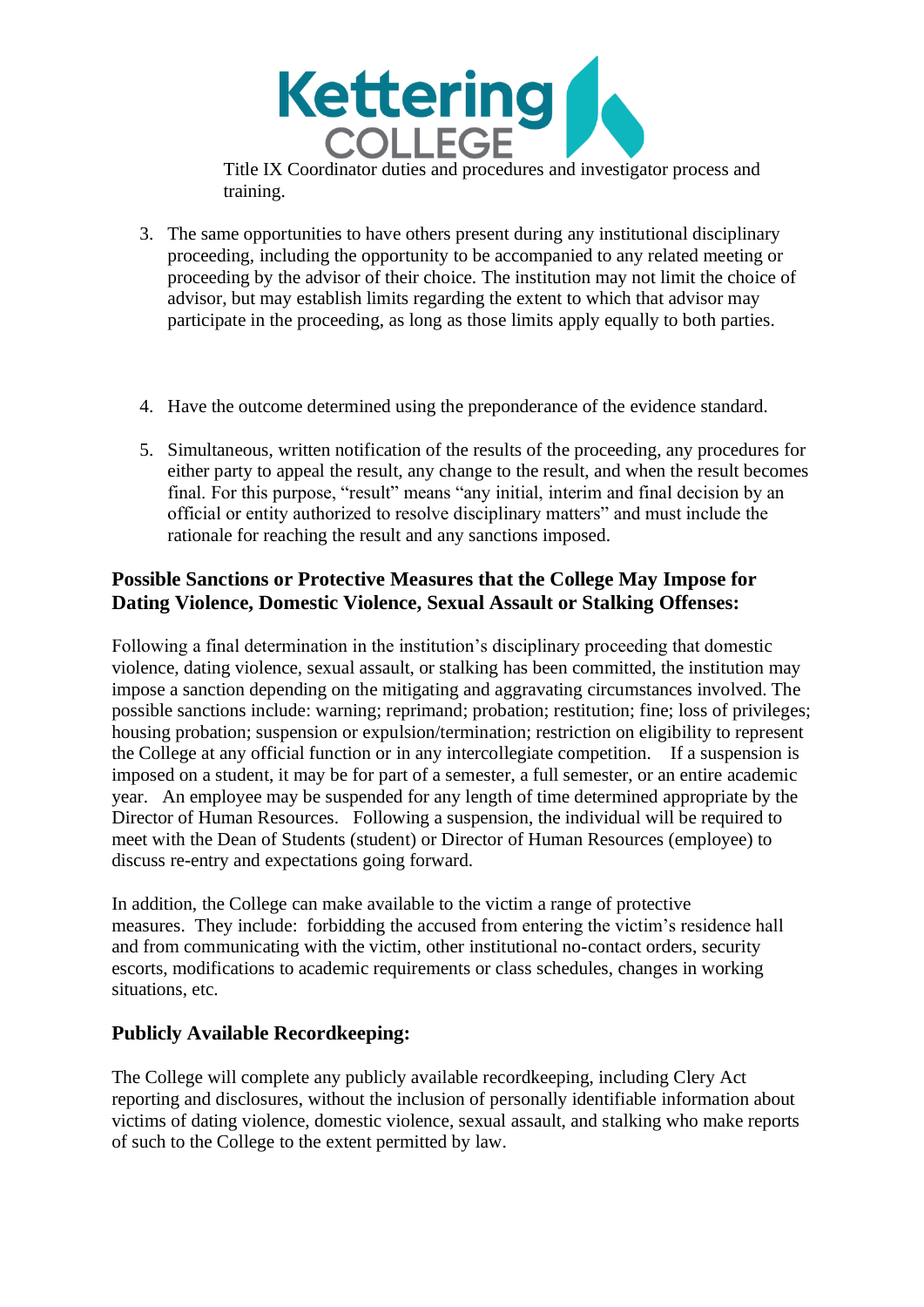Title IX Coordinator duties and procedures and investigator process and training.

3. The same opportunities to have others present during any institutional disciplinary proceeding, including the opportunity to be accompanied to any related meeting or proceeding by the advisor of their choice. The institution may not limit the choice of advisor, but may establish limits regarding the extent to which that advisor may participate in the proceeding, as long as those limits apply equally to both parties.

4. Have the outcome determined using the preponderance of the evidence standard.

5. Simultaneous, written notification of the results of the proceeding, any procedures for either party to appeal the result, any change to the result, and when the result becomes final. For this purpose, "result" means "any initial, interim and final decision by an official or entity authorized to resolve disciplinary matters" and must include the rationale for reaching the result and any sanctions imposed.

## Possible Sanctions or Protective Measures that the College May Impose for Dating Violence, Domestic Violence, Sexual Assault or Stalking Offenses:

Following a final determination in the institution's disciplinary proceeding that domestic violence, dating violence, sexual assault, or stalking has been committed, the institution may impose a sanction depending on the mitigating and aggravating circumstances involved. The possible sanctions include: warning; reprimand; probation; restitution; fine; loss of privileges; housing probation; suspension or expulsion/termination; restriction on eligibility to represent the College at any official function or in any intercollegiate competition. If a suspension is imposed on a student, it may be for part of a semester, a full semester, or an entire academic year. An employee may be suspended for any length of time determined appropriate by the Director of Human Resources. Following a suspension, the individual will be required to meet with the Dean of Students (student) or Director of Human Resources (employee) to discuss re-entry and expectations going forward.

In addition, the College can make available to the victim a range of protective measures. They include: forbidding the accused from entering the victim's residence hall and from communicating with the victim, other institutional no-contact orders, security escorts, modifications to academic requirements or class schedules, changes in working situations, etc.

## Publicly Available Recordkeeping:

The College will complete any publicly available recordkeeping, including Clery Act reporting and disclosures, without the inclusion of personally identifiable information about victims of dating violence, domestic violence, sexual assault, and stalking who make reports of such to the College to the extent permitted by law.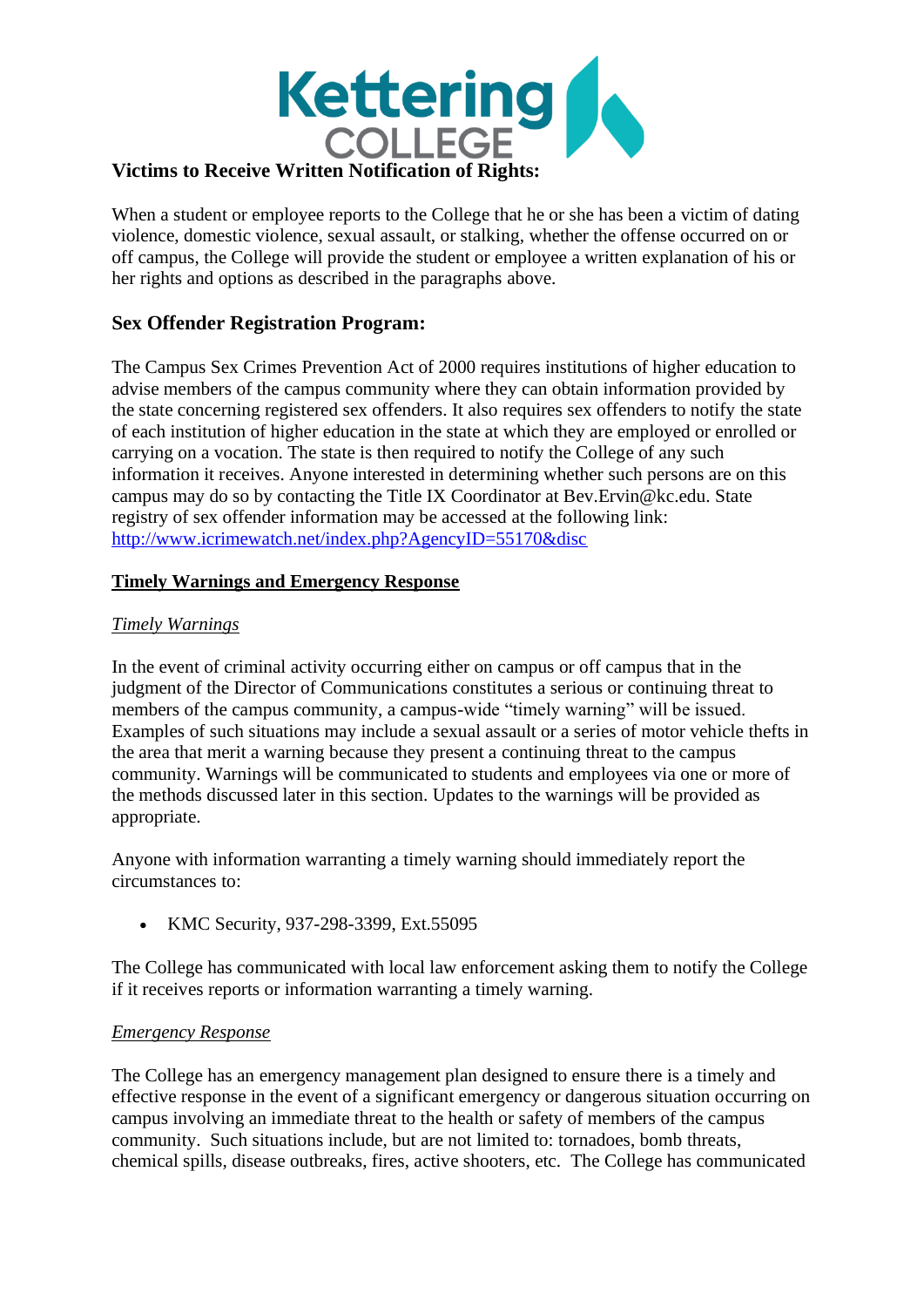**Victims to Receive Written Notification of Rights:**

When a student or employee reports to the College that he or she has been a victim of dating violence, domestic violence, sexual assault, or stalking, whether the offense occurred on or off campus, the College will provide the student or employee a written explanation of his or her rights and options as described in the paragraphs above.

### Sex Offender Registration Program:

The Campus Sex Crimes Prevention Act of 2000 requires institutions of higher education to advise members of the campus community where they can obtain information provided by the state concerning registered sex offenders. It also requires sex offenders to notify the state of each institution of higher education in the state at which they are employed or enrolled or carrying on a vocation. The state is then required to notify the College of any such information it receives. Anyone interested in determining whether such persons are on this campus may do so by contacting the Title IX Coordinator at Bev.Ervin@kc.edu. State registry of sex offender information may be accessed at the following link: [http://www.icrimewatch.net/index.php?AgencyID=55170&disc](http://www.icrimewatch.net/index.php?AgencyID=55170&disc)

### Timely Warnings and Emergency Response

*Timely Warnings*

In the event of criminal activity occurring either on campus or off campus that in the judgment of the Director of Communications constitutes a serious or continuing threat to members of the campus community, a campus-wide "timely warning" will be issued. Examples of such situations may include a sexual assault or a series of motor vehicle thefts in the area that merit a warning because they present a continuing threat to the campus community. Warnings will be communicated to students and employees via one or more of the methods discussed later in this section. Updates to the warnings will be provided as appropriate.

Anyone with information warranting a timely warning should immediately report the circumstances to:

- KMC Security, 937-298-3399, Ext.55095

The College has communicated with local law enforcement asking them to notify the College if it receives reports or information warranting a timely warning.

*Emergency Response*

The College has an emergency management plan designed to ensure there is a timely and effective response in the event of a significant emergency or dangerous situation occurring on campus involving an immediate threat to the health or safety of members of the campus community. Such situations include, but are not limited to: tornadoes, bomb threats, chemical spills, disease outbreaks, fires, active shooters, etc. The College has communicated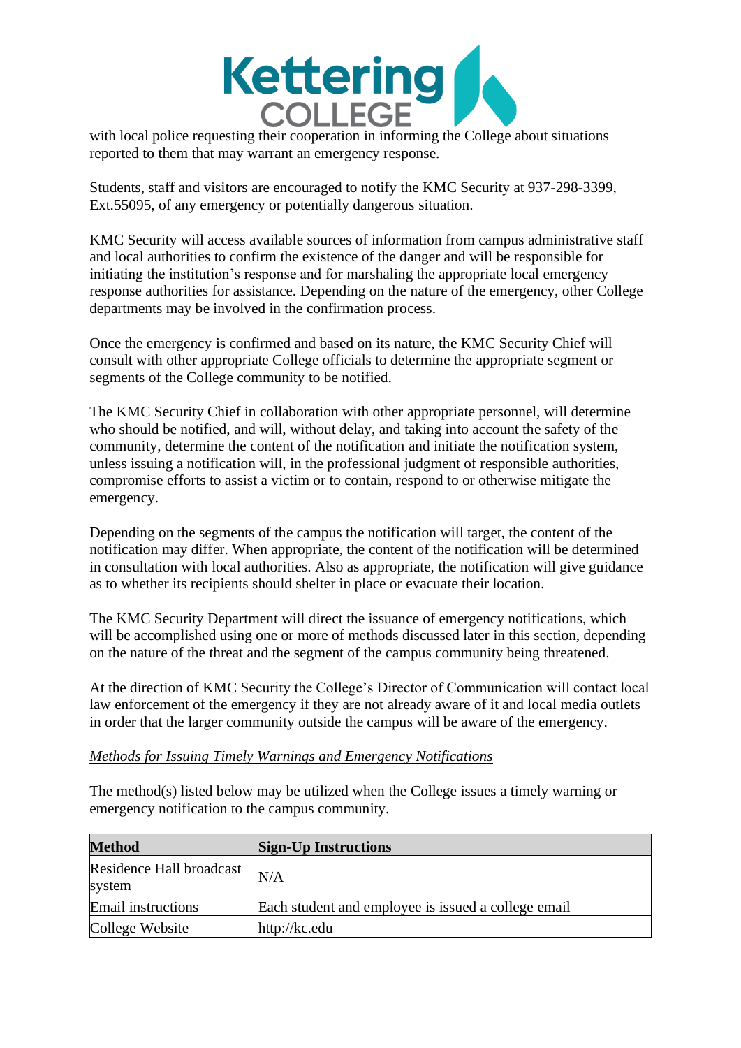with local police requesting their cooperation in informing the College about situations reported to them that may warrant an emergency response.

Students, staff and visitors are encouraged to notify the KMC Security at 937-298-3399, Ext.55095, of any emergency or potentially dangerous situation.

KMC Security will access available sources of information from campus administrative staff and local authorities to confirm the existence of the danger and will be responsible for initiating the institution's response and for marshaling the appropriate local emergency response authorities for assistance. Depending on the nature of the emergency, other College departments may be involved in the confirmation process.

Once the emergency is confirmed and based on its nature, the KMC Security Chief will consult with other appropriate College officials to determine the appropriate segment or segments of the College community to be notified.

The KMC Security Chief in collaboration with other appropriate personnel, will determine who should be notified, and will, without delay, and taking into account the safety of the community, determine the content of the notification and initiate the notification system, unless issuing a notification will, in the professional judgment of responsible authorities, compromise efforts to assist a victim or to contain, respond to or otherwise mitigate the emergency.

Depending on the segments of the campus the notification will target, the content of the notification may differ. When appropriate, the content of the notification will be determined in consultation with local authorities. Also as appropriate, the notification will give guidance as to whether its recipients should shelter in place or evacuate their location.

The KMC Security Department will direct the issuance of emergency notifications, which will be accomplished using one or more of methods discussed later in this section, depending on the nature of the threat and the segment of the campus community being threatened.

At the direction of KMC Security the College's Director of Communication will contact local law enforcement of the emergency if they are not already aware of it and local media outlets in order that the larger community outside the campus will be aware of the emergency.

*Methods for Issuing Timely Warnings and Emergency Notifications*

The method(s) listed below may be utilized when the College issues a timely warning or emergency notification to the campus community.

| **Method** | **Sign-Up Instructions** |
|---|---|
| Residence Hall broadcast system | N/A |
| Email instructions | Each student and employee is issued a college email |
| College Website | http://kc.edu |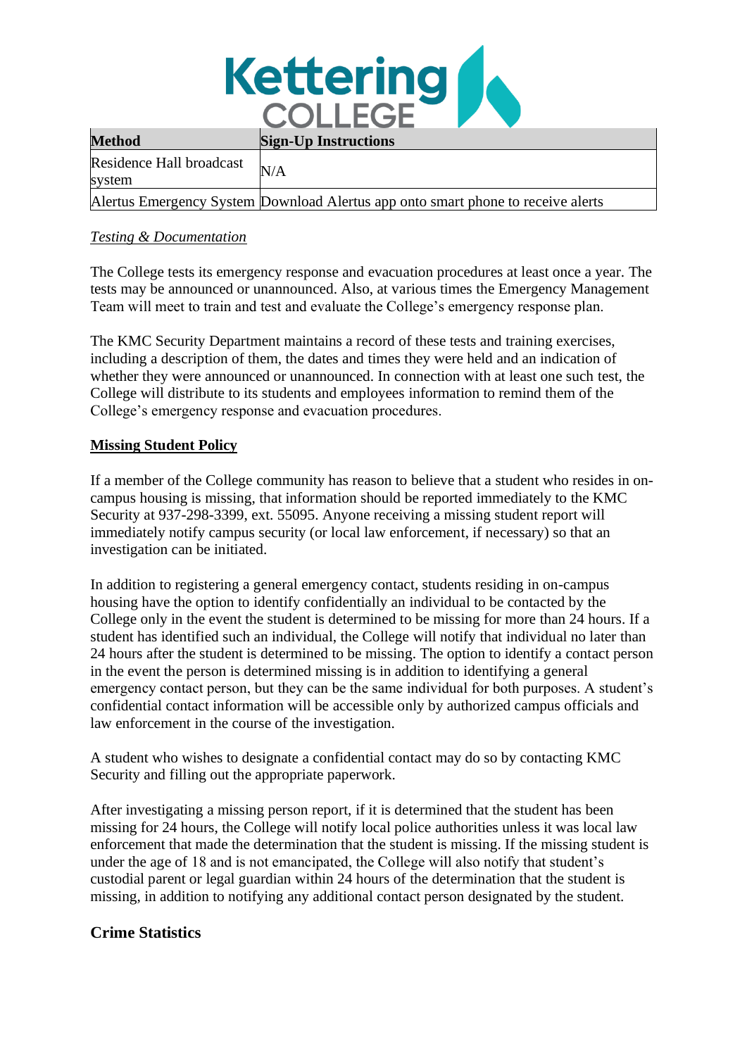| Method | Sign-Up Instructions |
| --- | --- |
| Residence Hall broadcast system | N/A |
| Alertus Emergency System | Download Alertus app onto smart phone to receive alerts |

*Testing & Documentation*

The College tests its emergency response and evacuation procedures at least once a year. The tests may be announced or unannounced. Also, at various times the Emergency Management Team will meet to train and test and evaluate the College's emergency response plan.

The KMC Security Department maintains a record of these tests and training exercises, including a description of them, the dates and times they were held and an indication of whether they were announced or unannounced. In connection with at least one such test, the College will distribute to its students and employees information to remind them of the College's emergency response and evacuation procedures.

**Missing Student Policy**

If a member of the College community has reason to believe that a student who resides in on-campus housing is missing, that information should be reported immediately to the KMC Security at 937-298-3399, ext. 55095. Anyone receiving a missing student report will immediately notify campus security (or local law enforcement, if necessary) so that an investigation can be initiated.

In addition to registering a general emergency contact, students residing in on-campus housing have the option to identify confidentially an individual to be contacted by the College only in the event the student is determined to be missing for more than 24 hours. If a student has identified such an individual, the College will notify that individual no later than 24 hours after the student is determined to be missing. The option to identify a contact person in the event the person is determined missing is in addition to identifying a general emergency contact person, but they can be the same individual for both purposes. A student's confidential contact information will be accessible only by authorized campus officials and law enforcement in the course of the investigation.

A student who wishes to designate a confidential contact may do so by contacting KMC Security and filling out the appropriate paperwork.

After investigating a missing person report, if it is determined that the student has been missing for 24 hours, the College will notify local police authorities unless it was local law enforcement that made the determination that the student is missing. If the missing student is under the age of 18 and is not emancipated, the College will also notify that student's custodial parent or legal guardian within 24 hours of the determination that the student is missing, in addition to notifying any additional contact person designated by the student.

## Crime Statistics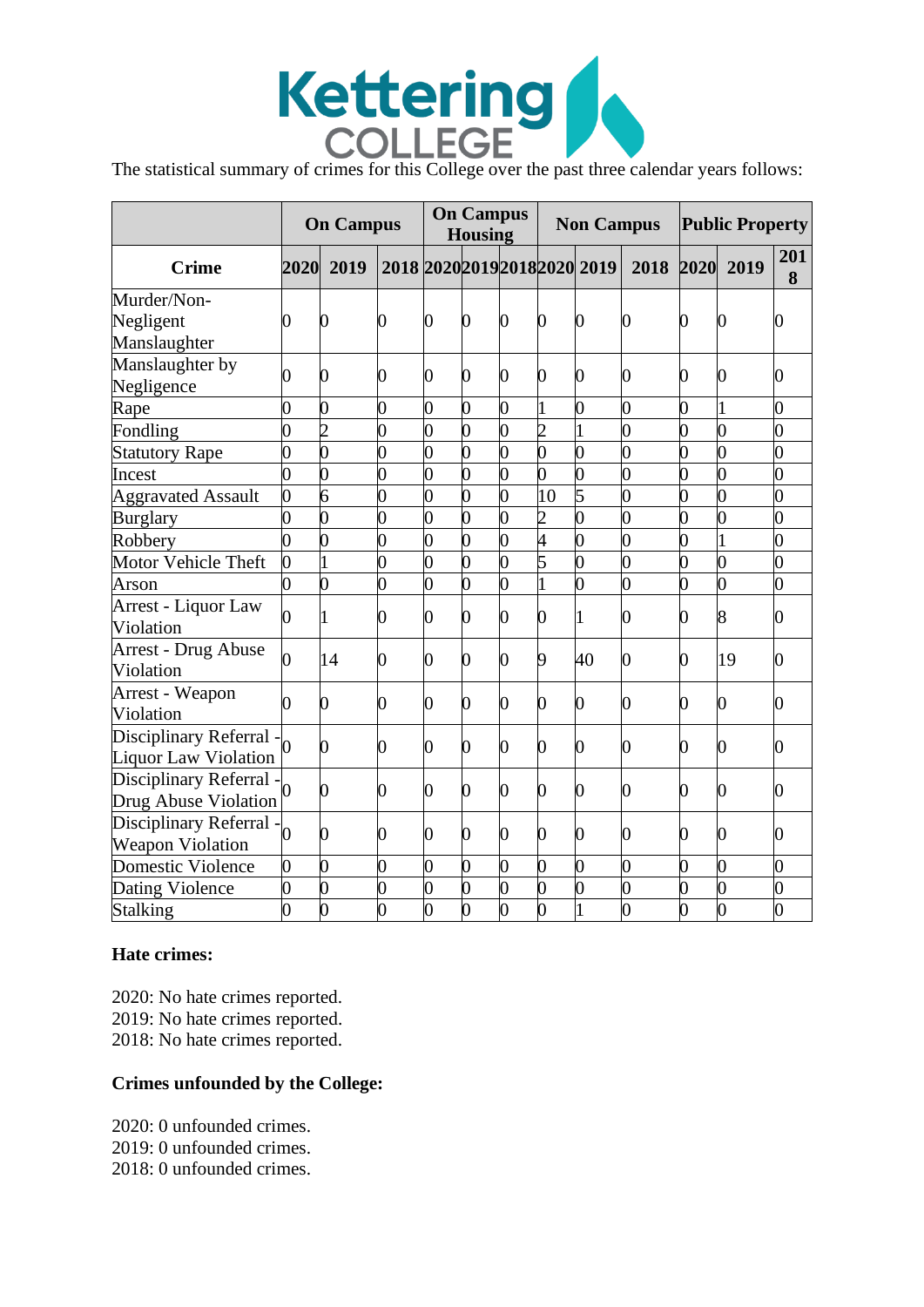The statistical summary of crimes for this College over the past three calendar years follows:

| | On Campus | | | On Campus Housing | | | Non Campus | | | Public Property | | |
|---|---|---|---|---|---|---|---|---|---|---|---|---|
| **Crime** | **2020** | **2019** | **2018** | **2020** | **2019** | **2018** | **2020** | **2019** | **2018** | **2020** | **2019** | **2018** |
| Murder/Non-Negligent Manslaughter | 0 | 0 | 0 | 0 | 0 | 0 | 0 | 0 | 0 | 0 | 0 | 0 |
| Manslaughter by Negligence | 0 | 0 | 0 | 0 | 0 | 0 | 0 | 0 | 0 | 0 | 0 | 0 |
| Rape | 0 | 0 | 0 | 0 | 0 | 0 | 1 | 0 | 0 | 0 | 1 | 0 |
| Fondling | 0 | 2 | 0 | 0 | 0 | 0 | 2 | 1 | 0 | 0 | 0 | 0 |
| Statutory Rape | 0 | 0 | 0 | 0 | 0 | 0 | 0 | 0 | 0 | 0 | 0 | 0 |
| Incest | 0 | 0 | 0 | 0 | 0 | 0 | 0 | 0 | 0 | 0 | 0 | 0 |
| Aggravated Assault | 0 | 6 | 0 | 0 | 0 | 0 | 10 | 5 | 0 | 0 | 0 | 0 |
| Burglary | 0 | 0 | 0 | 0 | 0 | 0 | 2 | 0 | 0 | 0 | 0 | 0 |
| Robbery | 0 | 0 | 0 | 0 | 0 | 0 | 4 | 0 | 0 | 0 | 1 | 0 |
| Motor Vehicle Theft | 0 | 1 | 0 | 0 | 0 | 0 | 5 | 0 | 0 | 0 | 0 | 0 |
| Arson | 0 | 0 | 0 | 0 | 0 | 0 | 1 | 0 | 0 | 0 | 0 | 0 |
| Arrest - Liquor Law Violation | 0 | 1 | 0 | 0 | 0 | 0 | 0 | 1 | 0 | 0 | 8 | 0 |
| Arrest - Drug Abuse Violation | 0 | 14 | 0 | 0 | 0 | 0 | 9 | 40 | 0 | 0 | 19 | 0 |
| Arrest - Weapon Violation | 0 | 0 | 0 | 0 | 0 | 0 | 0 | 0 | 0 | 0 | 0 | 0 |
| Disciplinary Referral - Liquor Law Violation | 0 | 0 | 0 | 0 | 0 | 0 | 0 | 0 | 0 | 0 | 0 | 0 |
| Disciplinary Referral - Drug Abuse Violation | 0 | 0 | 0 | 0 | 0 | 0 | 0 | 0 | 0 | 0 | 0 | 0 |
| Disciplinary Referral - Weapon Violation | 0 | 0 | 0 | 0 | 0 | 0 | 0 | 0 | 0 | 0 | 0 | 0 |
| Domestic Violence | 0 | 0 | 0 | 0 | 0 | 0 | 0 | 0 | 0 | 0 | 0 | 0 |
| Dating Violence | 0 | 0 | 0 | 0 | 0 | 0 | 0 | 0 | 0 | 0 | 0 | 0 |
| Stalking | 0 | 0 | 0 | 0 | 0 | 0 | 0 | 1 | 0 | 0 | 0 | 0 |

**Hate crimes:**

2020: No hate crimes reported.
2019: No hate crimes reported.
2018: No hate crimes reported.

**Crimes unfounded by the College:**

2020: 0 unfounded crimes.
2019: 0 unfounded crimes.
2018: 0 unfounded crimes.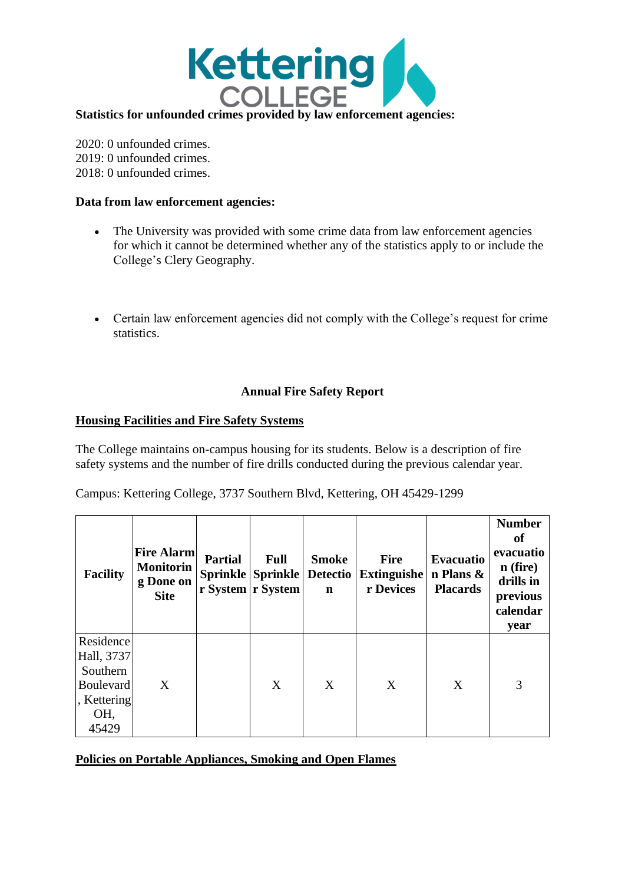**Statistics for unfounded crimes provided by law enforcement agencies:**

2020: 0 unfounded crimes.
2019: 0 unfounded crimes.
2018: 0 unfounded crimes.

**Data from law enforcement agencies:**

- The University was provided with some crime data from law enforcement agencies for which it cannot be determined whether any of the statistics apply to or include the College's Clery Geography.

- Certain law enforcement agencies did not comply with the College's request for crime statistics.

**Annual Fire Safety Report**

**Housing Facilities and Fire Safety Systems**

The College maintains on-campus housing for its students. Below is a description of fire safety systems and the number of fire drills conducted during the previous calendar year.

Campus: Kettering College, 3737 Southern Blvd, Kettering, OH 45429-1299

| Facility | Fire Alarm Monitoring Done on Site | Partial Sprinkler System | Full Sprinkler System | Smoke Detection | Fire Extinguisher Devices | Evacuation Plans & Placards | Number of evacuation (fire) drills in previous calendar year |
|---|---|---|---|---|---|---|---|
| Residence Hall, 3737 Southern Boulevard, Kettering OH, 45429 | X | | X | X | X | X | 3 |

**Policies on Portable Appliances, Smoking and Open Flames**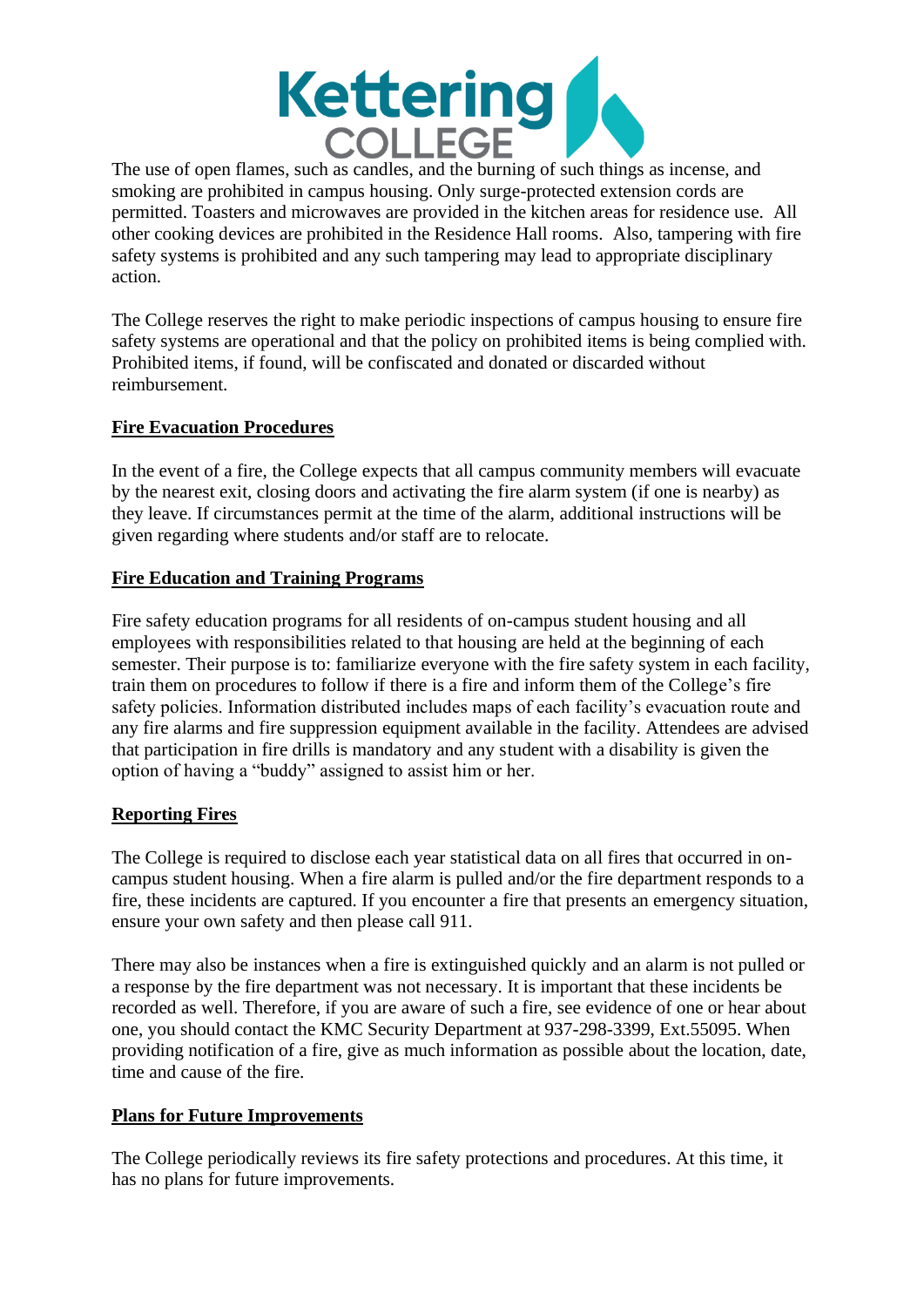The use of open flames, such as candles, and the burning of such things as incense, and smoking are prohibited in campus housing. Only surge-protected extension cords are permitted. Toasters and microwaves are provided in the kitchen areas for residence use. All other cooking devices are prohibited in the Residence Hall rooms. Also, tampering with fire safety systems is prohibited and any such tampering may lead to appropriate disciplinary action.

The College reserves the right to make periodic inspections of campus housing to ensure fire safety systems are operational and that the policy on prohibited items is being complied with. Prohibited items, if found, will be confiscated and donated or discarded without reimbursement.

## Fire Evacuation Procedures

In the event of a fire, the College expects that all campus community members will evacuate by the nearest exit, closing doors and activating the fire alarm system (if one is nearby) as they leave. If circumstances permit at the time of the alarm, additional instructions will be given regarding where students and/or staff are to relocate.

## Fire Education and Training Programs

Fire safety education programs for all residents of on-campus student housing and all employees with responsibilities related to that housing are held at the beginning of each semester. Their purpose is to: familiarize everyone with the fire safety system in each facility, train them on procedures to follow if there is a fire and inform them of the College's fire safety policies. Information distributed includes maps of each facility's evacuation route and any fire alarms and fire suppression equipment available in the facility. Attendees are advised that participation in fire drills is mandatory and any student with a disability is given the option of having a "buddy" assigned to assist him or her.

## Reporting Fires

The College is required to disclose each year statistical data on all fires that occurred in on-campus student housing. When a fire alarm is pulled and/or the fire department responds to a fire, these incidents are captured. If you encounter a fire that presents an emergency situation, ensure your own safety and then please call 911.

There may also be instances when a fire is extinguished quickly and an alarm is not pulled or a response by the fire department was not necessary. It is important that these incidents be recorded as well. Therefore, if you are aware of such a fire, see evidence of one or hear about one, you should contact the KMC Security Department at 937-298-3399, Ext.55095. When providing notification of a fire, give as much information as possible about the location, date, time and cause of the fire.

## Plans for Future Improvements

The College periodically reviews its fire safety protections and procedures. At this time, it has no plans for future improvements.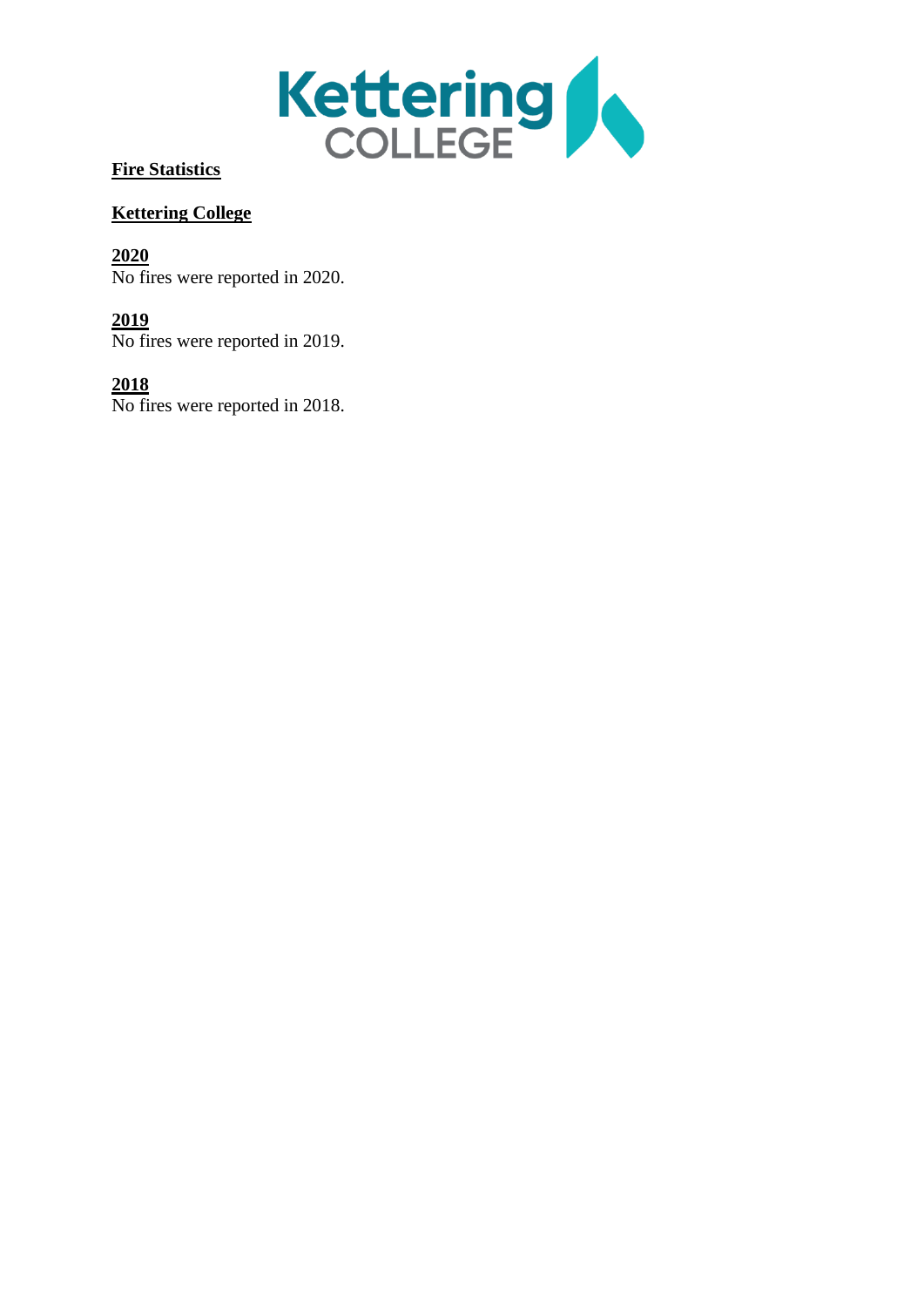**Fire Statistics**

**Kettering College**

**2020**

No fires were reported in 2020.

**2019**

No fires were reported in 2019.

**2018**

No fires were reported in 2018.